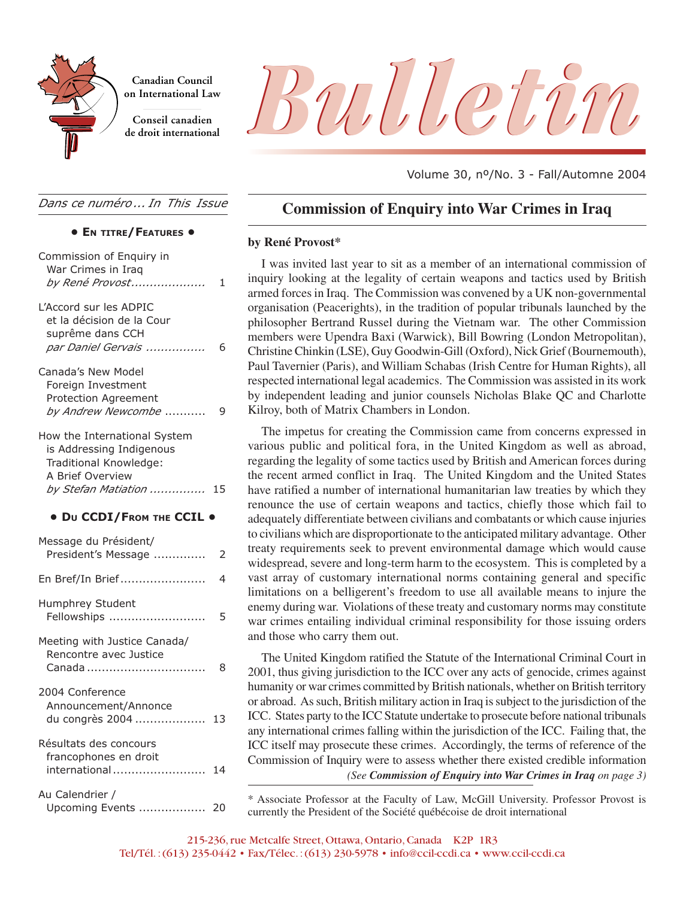Canadian Council on International Law

Conseil canadien de droit international

# Bulletin

Volume 30, nº/No. 3 - Fall/Automne 2004

*Dans ce numéro ... In This Issue*

**• En titre/Features •**

Commission of Enquiry in War Crimes in Iraq *by René Provost* .................... 1

L'Accord sur les ADPIC et la décision de la Cour suprême dans CCH *par Daniel Gervais* ................ 6

Canada's New Model Foreign Investment Protection Agreement *by Andrew Newcombe* ........... 9

How the International System is Addressing Indigenous Traditional Knowledge: A Brief Overview *by Stefan Matiation* ............... 15

**• Du CCDI/From the CCIL •**

Message du Président/ President's Message ............. 2

En Bref/In Brief ....................... 4

Humphrey Student Fellowships .......................... 5

Meeting with Justice Canada/ Rencontre avec Justice Canada ................................ 8

2004 Conference Announcement/Annonce du congrès 2004 ................... 13

Résultats des concours francophones en droit international ......................... 14

Au Calendrier / Upcoming Events .................. 20

## Commission of Enquiry into War Crimes in Iraq

**by René Provost***

I was invited last year to sit as a member of an international commission of inquiry looking at the legality of certain weapons and tactics used by British armed forces in Iraq. The Commission was convened by a UK non-governmental organisation (Peacerights), in the tradition of popular tribunals launched by the philosopher Bertrand Russel during the Vietnam war. The other Commission members were Upendra Baxi (Warwick), Bill Bowring (London Metropolitan), Christine Chinkin (LSE), Guy Goodwin-Gill (Oxford), Nick Grief (Bournemouth), Paul Tavernier (Paris), and William Schabas (Irish Centre for Human Rights), all respected international legal academics. The Commission was assisted in its work by independent leading and junior counsels Nicholas Blake QC and Charlotte Kilroy, both of Matrix Chambers in London.

The impetus for creating the Commission came from concerns expressed in various public and political fora, in the United Kingdom as well as abroad, regarding the legality of some tactics used by British and American forces during the recent armed conflict in Iraq. The United Kingdom and the United States have ratified a number of international humanitarian law treaties by which they renounce the use of certain weapons and tactics, chiefly those which fail to adequately differentiate between civilians and combatants or which cause injuries to civilians which are disproportionate to the anticipated military advantage. Other treaty requirements seek to prevent environmental damage which would cause widespread, severe and long-term harm to the ecosystem. This is completed by a vast array of customary international norms containing general and specific limitations on a belligerent's freedom to use all available means to injure the enemy during war. Violations of these treaty and customary norms may constitute war crimes entailing individual criminal responsibility for those issuing orders and those who carry them out.

The United Kingdom ratified the Statute of the International Criminal Court in 2001, thus giving jurisdiction to the ICC over any acts of genocide, crimes against humanity or war crimes committed by British nationals, whether on British territory or abroad. As such, British military action in Iraq is subject to the jurisdiction of the ICC. States party to the ICC Statute undertake to prosecute before national tribunals any international crimes falling within the jurisdiction of the ICC. Failing that, the ICC itself may prosecute these crimes. Accordingly, the terms of reference of the Commission of Inquiry were to assess whether there existed credible information

*(See **Commission of Enquiry into War Crimes in Iraq** on page 3)*

\* Associate Professor at the Faculty of Law, McGill University. Professor Provost is currently the President of the Société québécoise de droit international

215-236, rue Metcalfe Street, Ottawa, Ontario, Canada K2P 1R3
Tel/Tél. : (613) 235-0442 • Fax/Télec. : (613) 230-5978 • info@ccil-ccdi.ca • www.ccil-ccdi.ca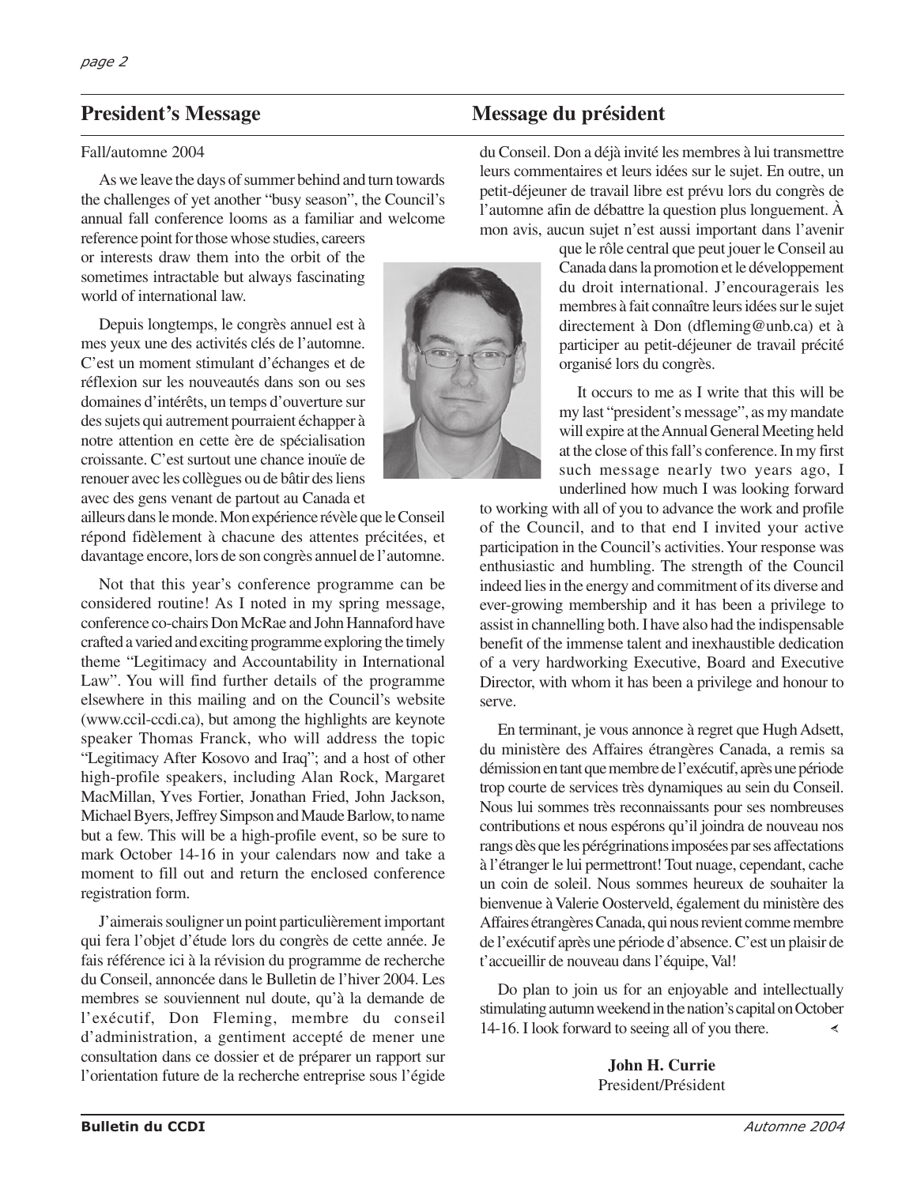## President's Message

## Message du président

Fall/automne 2004

As we leave the days of summer behind and turn towards the challenges of yet another "busy season", the Council's annual fall conference looms as a familiar and welcome reference point for those whose studies, careers or interests draw them into the orbit of the sometimes intractable but always fascinating world of international law.

Depuis longtemps, le congrès annuel est à mes yeux une des activités clés de l'automne. C'est un moment stimulant d'échanges et de réflexion sur les nouveautés dans son ou ses domaines d'intérêts, un temps d'ouverture sur des sujets qui autrement pourraient échapper à notre attention en cette ère de spécialisation croissante. C'est surtout une chance inouïe de renouer avec les collègues ou de bâtir des liens avec des gens venant de partout au Canada et ailleurs dans le monde. Mon expérience révèle que le Conseil répond fidèlement à chacune des attentes précitées, et davantage encore, lors de son congrès annuel de l'automne.

Not that this year's conference programme can be considered routine! As I noted in my spring message, conference co-chairs Don McRae and John Hannaford have crafted a varied and exciting programme exploring the timely theme "Legitimacy and Accountability in International Law". You will find further details of the programme elsewhere in this mailing and on the Council's website (www.ccil-ccdi.ca), but among the highlights are keynote speaker Thomas Franck, who will address the topic "Legitimacy After Kosovo and Iraq"; and a host of other high-profile speakers, including Alan Rock, Margaret MacMillan, Yves Fortier, Jonathan Fried, John Jackson, Michael Byers, Jeffrey Simpson and Maude Barlow, to name but a few. This will be a high-profile event, so be sure to mark October 14-16 in your calendars now and take a moment to fill out and return the enclosed conference registration form.

J'aimerais souligner un point particulièrement important qui fera l'objet d'étude lors du congrès de cette année. Je fais référence ici à la révision du programme de recherche du Conseil, annoncée dans le Bulletin de l'hiver 2004. Les membres se souviennent nul doute, qu'à la demande de l'exécutif, Don Fleming, membre du conseil d'administration, a gentiment accepté de mener une consultation dans ce dossier et de préparer un rapport sur l'orientation future de la recherche entreprise sous l'égide du Conseil. Don a déjà invité les membres à lui transmettre leurs commentaires et leurs idées sur le sujet. En outre, un petit-déjeuner de travail libre est prévu lors du congrès de l'automne afin de débattre la question plus longuement. À mon avis, aucun sujet n'est aussi important dans l'avenir que le rôle central que peut jouer le Conseil au Canada dans la promotion et le développement du droit international. J'encouragerais les membres à fait connaître leurs idées sur le sujet directement à Don (dfleming@unb.ca) et à participer au petit-déjeuner de travail précité organisé lors du congrès.

It occurs to me as I write that this will be my last "president's message", as my mandate will expire at the Annual General Meeting held at the close of this fall's conference. In my first such message nearly two years ago, I underlined how much I was looking forward to working with all of you to advance the work and profile of the Council, and to that end I invited your active participation in the Council's activities. Your response was enthusiastic and humbling. The strength of the Council indeed lies in the energy and commitment of its diverse and ever-growing membership and it has been a privilege to assist in channelling both. I have also had the indispensable benefit of the immense talent and inexhaustible dedication of a very hardworking Executive, Board and Executive Director, with whom it has been a privilege and honour to serve.

En terminant, je vous annonce à regret que Hugh Adsett, du ministère des Affaires étrangères Canada, a remis sa démission en tant que membre de l'exécutif, après une période trop courte de services très dynamiques au sein du Conseil. Nous lui sommes très reconnaissants pour ses nombreuses contributions et nous espérons qu'il joindra de nouveau nos rangs dès que les pérégrinations imposées par ses affectations à l'étranger le lui permettront! Tout nuage, cependant, cache un coin de soleil. Nous sommes heureux de souhaiter la bienvenue à Valerie Oosterveld, également du ministère des Affaires étrangères Canada, qui nous revient comme membre de l'exécutif après une période d'absence. C'est un plaisir de t'accueillir de nouveau dans l'équipe, Val!

Do plan to join us for an enjoyable and intellectually stimulating autumn weekend in the nation's capital on October 14-16. I look forward to seeing all of you there.

**John H. Currie**
President/Président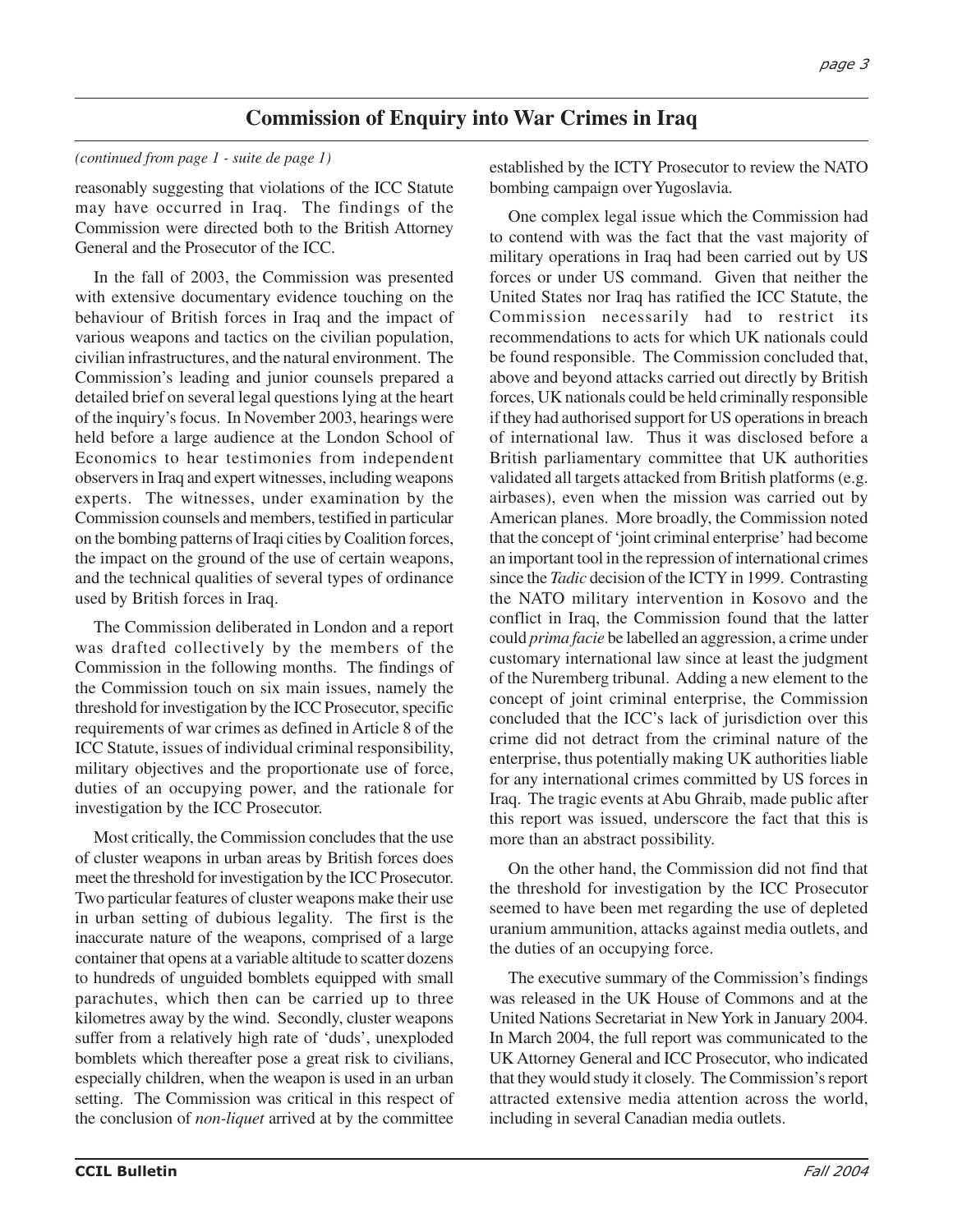## Commission of Enquiry into War Crimes in Iraq

*(continued from page 1 - suite de page 1)*

reasonably suggesting that violations of the ICC Statute may have occurred in Iraq. The findings of the Commission were directed both to the British Attorney General and the Prosecutor of the ICC.

In the fall of 2003, the Commission was presented with extensive documentary evidence touching on the behaviour of British forces in Iraq and the impact of various weapons and tactics on the civilian population, civilian infrastructures, and the natural environment. The Commission's leading and junior counsels prepared a detailed brief on several legal questions lying at the heart of the inquiry's focus. In November 2003, hearings were held before a large audience at the London School of Economics to hear testimonies from independent observers in Iraq and expert witnesses, including weapons experts. The witnesses, under examination by the Commission counsels and members, testified in particular on the bombing patterns of Iraqi cities by Coalition forces, the impact on the ground of the use of certain weapons, and the technical qualities of several types of ordinance used by British forces in Iraq.

The Commission deliberated in London and a report was drafted collectively by the members of the Commission in the following months. The findings of the Commission touch on six main issues, namely the threshold for investigation by the ICC Prosecutor, specific requirements of war crimes as defined in Article 8 of the ICC Statute, issues of individual criminal responsibility, military objectives and the proportionate use of force, duties of an occupying power, and the rationale for investigation by the ICC Prosecutor.

Most critically, the Commission concludes that the use of cluster weapons in urban areas by British forces does meet the threshold for investigation by the ICC Prosecutor. Two particular features of cluster weapons make their use in urban setting of dubious legality. The first is the inaccurate nature of the weapons, comprised of a large container that opens at a variable altitude to scatter dozens to hundreds of unguided bomblets equipped with small parachutes, which then can be carried up to three kilometres away by the wind. Secondly, cluster weapons suffer from a relatively high rate of 'duds', unexploded bomblets which thereafter pose a great risk to civilians, especially children, when the weapon is used in an urban setting. The Commission was critical in this respect of the conclusion of *non-liquet* arrived at by the committee established by the ICTY Prosecutor to review the NATO bombing campaign over Yugoslavia.

One complex legal issue which the Commission had to contend with was the fact that the vast majority of military operations in Iraq had been carried out by US forces or under US command. Given that neither the United States nor Iraq has ratified the ICC Statute, the Commission necessarily had to restrict its recommendations to acts for which UK nationals could be found responsible. The Commission concluded that, above and beyond attacks carried out directly by British forces, UK nationals could be held criminally responsible if they had authorised support for US operations in breach of international law. Thus it was disclosed before a British parliamentary committee that UK authorities validated all targets attacked from British platforms (e.g. airbases), even when the mission was carried out by American planes. More broadly, the Commission noted that the concept of 'joint criminal enterprise' had become an important tool in the repression of international crimes since the *Tadic* decision of the ICTY in 1999. Contrasting the NATO military intervention in Kosovo and the conflict in Iraq, the Commission found that the latter could *prima facie* be labelled an aggression, a crime under customary international law since at least the judgment of the Nuremberg tribunal. Adding a new element to the concept of joint criminal enterprise, the Commission concluded that the ICC's lack of jurisdiction over this crime did not detract from the criminal nature of the enterprise, thus potentially making UK authorities liable for any international crimes committed by US forces in Iraq. The tragic events at Abu Ghraib, made public after this report was issued, underscore the fact that this is more than an abstract possibility.

On the other hand, the Commission did not find that the threshold for investigation by the ICC Prosecutor seemed to have been met regarding the use of depleted uranium ammunition, attacks against media outlets, and the duties of an occupying force.

The executive summary of the Commission's findings was released in the UK House of Commons and at the United Nations Secretariat in New York in January 2004. In March 2004, the full report was communicated to the UK Attorney General and ICC Prosecutor, who indicated that they would study it closely. The Commission's report attracted extensive media attention across the world, including in several Canadian media outlets.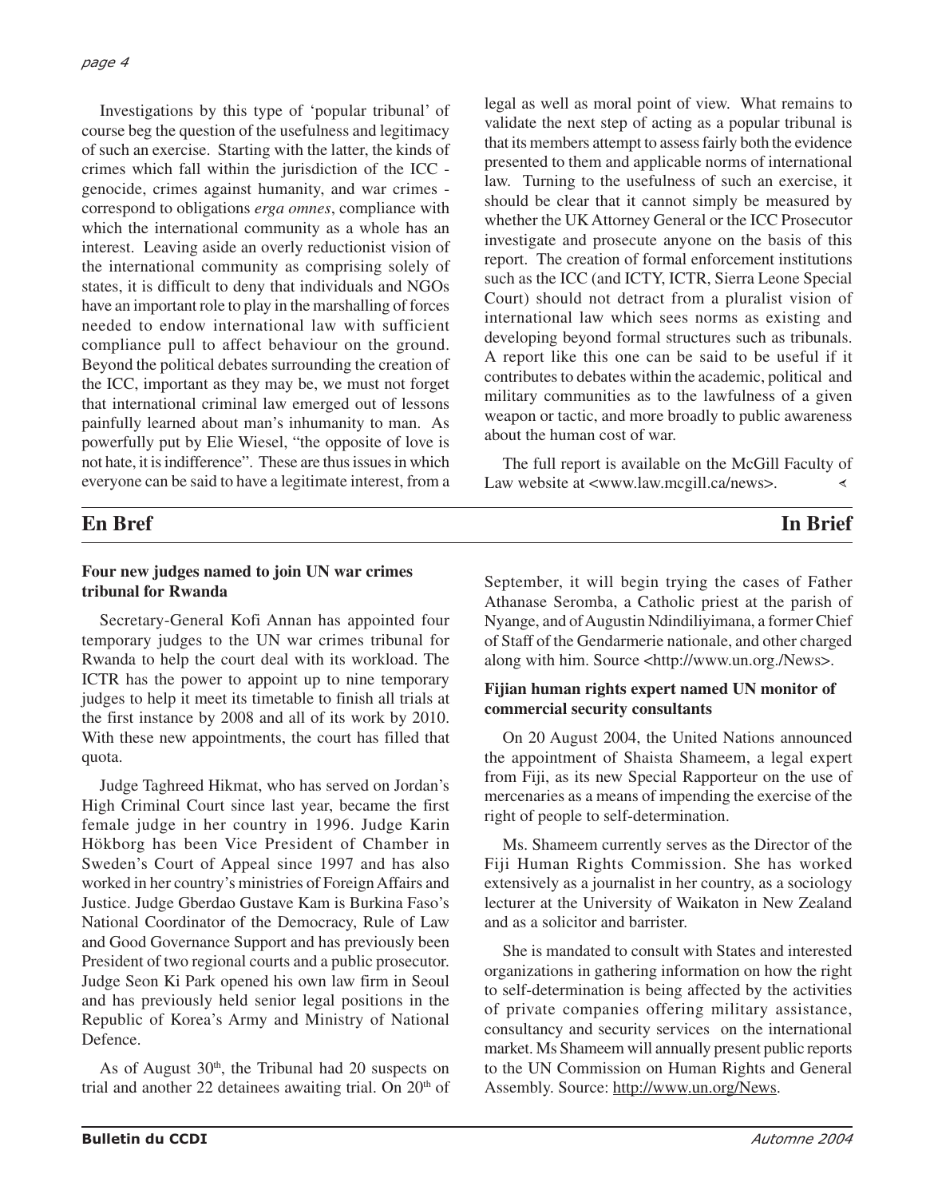Investigations by this type of 'popular tribunal' of course beg the question of the usefulness and legitimacy of such an exercise. Starting with the latter, the kinds of crimes which fall within the jurisdiction of the ICC - genocide, crimes against humanity, and war crimes - correspond to obligations *erga omnes*, compliance with which the international community as a whole has an interest. Leaving aside an overly reductionist vision of the international community as comprising solely of states, it is difficult to deny that individuals and NGOs have an important role to play in the marshalling of forces needed to endow international law with sufficient compliance pull to affect behaviour on the ground. Beyond the political debates surrounding the creation of the ICC, important as they may be, we must not forget that international criminal law emerged out of lessons painfully learned about man's inhumanity to man. As powerfully put by Elie Wiesel, "the opposite of love is not hate, it is indifference". These are thus issues in which everyone can be said to have a legitimate interest, from a legal as well as moral point of view. What remains to validate the next step of acting as a popular tribunal is that its members attempt to assess fairly both the evidence presented to them and applicable norms of international law. Turning to the usefulness of such an exercise, it should be clear that it cannot simply be measured by whether the UK Attorney General or the ICC Prosecutor investigate and prosecute anyone on the basis of this report. The creation of formal enforcement institutions such as the ICC (and ICTY, ICTR, Sierra Leone Special Court) should not detract from a pluralist vision of international law which sees norms as existing and developing beyond formal structures such as tribunals. A report like this one can be said to be useful if it contributes to debates within the academic, political and military communities as to the lawfulness of a given weapon or tactic, and more broadly to public awareness about the human cost of war.

The full report is available on the McGill Faculty of Law website at <www.law.mcgill.ca/news>.

## En Bref — In Brief

### Four new judges named to join UN war crimes tribunal for Rwanda

Secretary-General Kofi Annan has appointed four temporary judges to the UN war crimes tribunal for Rwanda to help the court deal with its workload. The ICTR has the power to appoint up to nine temporary judges to help it meet its timetable to finish all trials at the first instance by 2008 and all of its work by 2010. With these new appointments, the court has filled that quota.

Judge Taghreed Hikmat, who has served on Jordan's High Criminal Court since last year, became the first female judge in her country in 1996. Judge Karin Hökborg has been Vice President of Chamber in Sweden's Court of Appeal since 1997 and has also worked in her country's ministries of Foreign Affairs and Justice. Judge Gberdao Gustave Kam is Burkina Faso's National Coordinator of the Democracy, Rule of Law and Good Governance Support and has previously been President of two regional courts and a public prosecutor. Judge Seon Ki Park opened his own law firm in Seoul and has previously held senior legal positions in the Republic of Korea's Army and Ministry of National Defence.

As of August 30th, the Tribunal had 20 suspects on trial and another 22 detainees awaiting trial. On 20th of September, it will begin trying the cases of Father Athanase Seromba, a Catholic priest at the parish of Nyange, and of Augustin Ndindiliyimana, a former Chief of Staff of the Gendarmerie nationale, and other charged along with him. Source <http://www.un.org./News>.

### Fijian human rights expert named UN monitor of commercial security consultants

On 20 August 2004, the United Nations announced the appointment of Shaista Shameem, a legal expert from Fiji, as its new Special Rapporteur on the use of mercenaries as a means of impending the exercise of the right of people to self-determination.

Ms. Shameem currently serves as the Director of the Fiji Human Rights Commission. She has worked extensively as a journalist in her country, as a sociology lecturer at the University of Waikaton in New Zealand and as a solicitor and barrister.

She is mandated to consult with States and interested organizations in gathering information on how the right to self-determination is being affected by the activities of private companies offering military assistance, consultancy and security services on the international market. Ms Shameem will annually present public reports to the UN Commission on Human Rights and General Assembly. Source: http://www.un.org/News.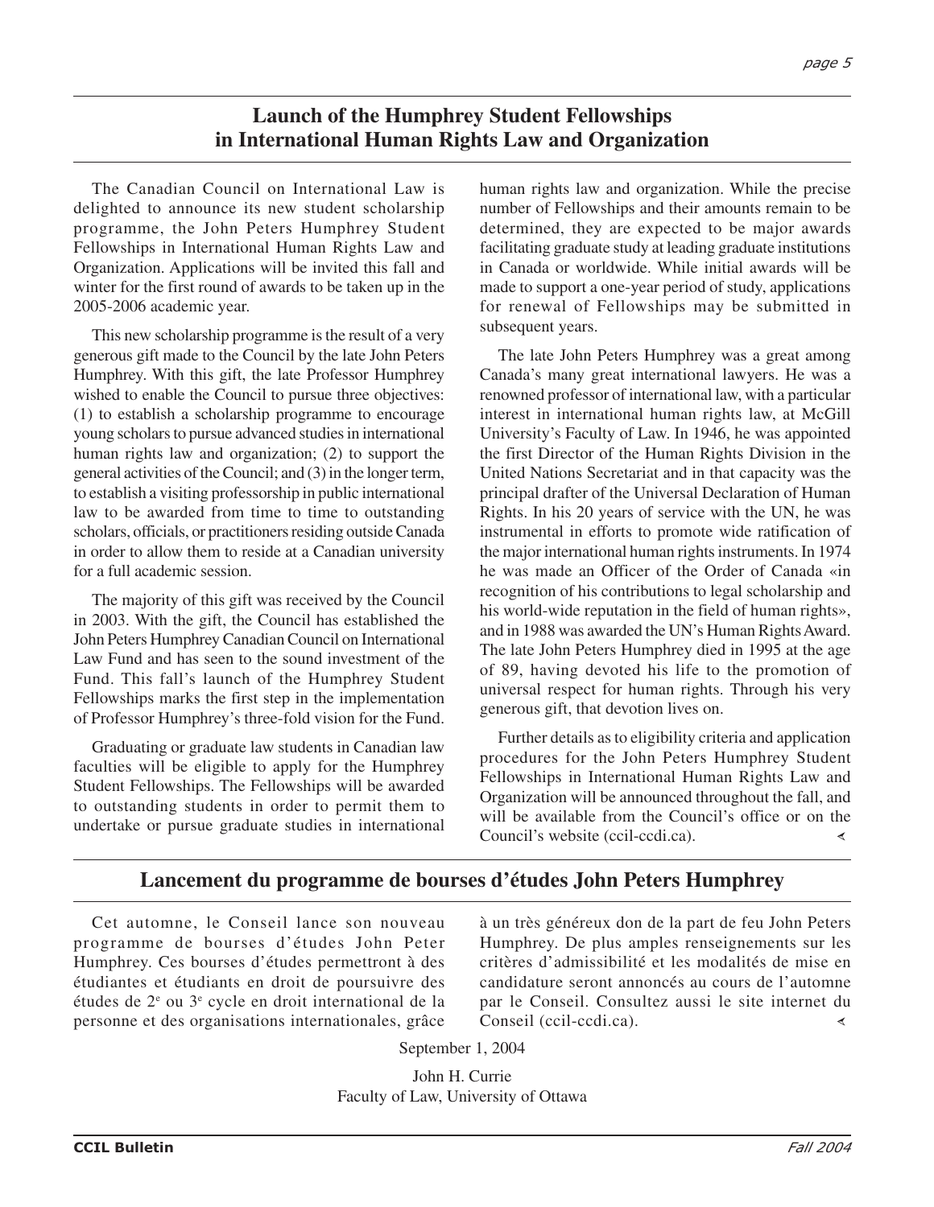## Launch of the Humphrey Student Fellowships in International Human Rights Law and Organization

The Canadian Council on International Law is delighted to announce its new student scholarship programme, the John Peters Humphrey Student Fellowships in International Human Rights Law and Organization. Applications will be invited this fall and winter for the first round of awards to be taken up in the 2005-2006 academic year.

This new scholarship programme is the result of a very generous gift made to the Council by the late John Peters Humphrey. With this gift, the late Professor Humphrey wished to enable the Council to pursue three objectives: (1) to establish a scholarship programme to encourage young scholars to pursue advanced studies in international human rights law and organization; (2) to support the general activities of the Council; and (3) in the longer term, to establish a visiting professorship in public international law to be awarded from time to time to outstanding scholars, officials, or practitioners residing outside Canada in order to allow them to reside at a Canadian university for a full academic session.

The majority of this gift was received by the Council in 2003. With the gift, the Council has established the John Peters Humphrey Canadian Council on International Law Fund and has seen to the sound investment of the Fund. This fall's launch of the Humphrey Student Fellowships marks the first step in the implementation of Professor Humphrey's three-fold vision for the Fund.

Graduating or graduate law students in Canadian law faculties will be eligible to apply for the Humphrey Student Fellowships. The Fellowships will be awarded to outstanding students in order to permit them to undertake or pursue graduate studies in international human rights law and organization. While the precise number of Fellowships and their amounts remain to be determined, they are expected to be major awards facilitating graduate study at leading graduate institutions in Canada or worldwide. While initial awards will be made to support a one-year period of study, applications for renewal of Fellowships may be submitted in subsequent years.

The late John Peters Humphrey was a great among Canada's many great international lawyers. He was a renowned professor of international law, with a particular interest in international human rights law, at McGill University's Faculty of Law. In 1946, he was appointed the first Director of the Human Rights Division in the United Nations Secretariat and in that capacity was the principal drafter of the Universal Declaration of Human Rights. In his 20 years of service with the UN, he was instrumental in efforts to promote wide ratification of the major international human rights instruments. In 1974 he was made an Officer of the Order of Canada «in recognition of his contributions to legal scholarship and his world-wide reputation in the field of human rights», and in 1988 was awarded the UN's Human Rights Award. The late John Peters Humphrey died in 1995 at the age of 89, having devoted his life to the promotion of universal respect for human rights. Through his very generous gift, that devotion lives on.

Further details as to eligibility criteria and application procedures for the John Peters Humphrey Student Fellowships in International Human Rights Law and Organization will be announced throughout the fall, and will be available from the Council's office or on the Council's website (ccil-ccdi.ca).

## Lancement du programme de bourses d'études John Peters Humphrey

Cet automne, le Conseil lance son nouveau programme de bourses d'études John Peter Humphrey. Ces bourses d'études permettront à des étudiantes et étudiants en droit de poursuivre des études de 2[e] ou 3[e] cycle en droit international de la personne et des organisations internationales, grâce à un très généreux don de la part de feu John Peters Humphrey. De plus amples renseignements sur les critères d'admissibilité et les modalités de mise en candidature seront annoncés au cours de l'automne par le Conseil. Consultez aussi le site internet du Conseil (ccil-ccdi.ca).

September 1, 2004

John H. Currie
Faculty of Law, University of Ottawa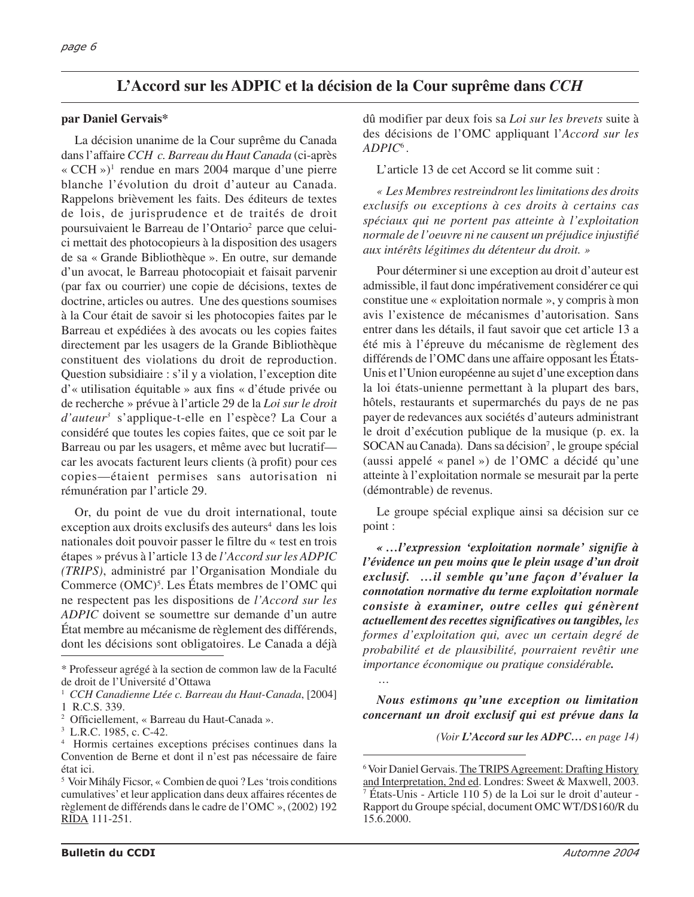## L'Accord sur les ADPIC et la décision de la Cour suprême dans *CCH*

**par Daniel Gervais***

La décision unanime de la Cour suprême du Canada dans l'affaire *CCH c. Barreau du Haut Canada* (ci-après « CCH »)[1] rendue en mars 2004 marque d'une pierre blanche l'évolution du droit d'auteur au Canada. Rappelons brièvement les faits. Des éditeurs de textes de lois, de jurisprudence et de traités de droit poursuivaient le Barreau de l'Ontario[2] parce que celui-ci mettait des photocopieurs à la disposition des usagers de sa « Grande Bibliothèque ». En outre, sur demande d'un avocat, le Barreau photocopiait et faisait parvenir (par fax ou courrier) une copie de décisions, textes de doctrine, articles ou autres. Une des questions soumises à la Cour était de savoir si les photocopies faites par le Barreau et expédiées à des avocats ou les copies faites directement par les usagers de la Grande Bibliothèque constituent des violations du droit de reproduction. Question subsidiaire : s'il y a violation, l'exception dite d'« utilisation équitable » aux fins « d'étude privée ou de recherche » prévue à l'article 29 de la *Loi sur le droit d'auteur*[3] s'applique-t-elle en l'espèce? La Cour a considéré que toutes les copies faites, que ce soit par le Barreau ou par les usagers, et même avec but lucratif—car les avocats facturent leurs clients (à profit) pour ces copies—étaient permises sans autorisation ni rémunération par l'article 29.

Or, du point de vue du droit international, toute exception aux droits exclusifs des auteurs[4] dans les lois nationales doit pouvoir passer le filtre du « test en trois étapes » prévus à l'article 13 de *l'Accord sur les ADPIC (TRIPS)*, administré par l'Organisation Mondiale du Commerce (OMC)[5]. Les États membres de l'OMC qui ne respectent pas les dispositions de *l'Accord sur les ADPIC* doivent se soumettre sur demande d'un autre État membre au mécanisme de règlement des différends, dont les décisions sont obligatoires. Le Canada a déjà dû modifier par deux fois sa *Loi sur les brevets* suite à des décisions de l'OMC appliquant l'*Accord sur les ADPIC*[6].

L'article 13 de cet Accord se lit comme suit :

*« Les Membres restreindront les limitations des droits exclusifs ou exceptions à ces droits à certains cas spéciaux qui ne portent pas atteinte à l'exploitation normale de l'oeuvre ni ne causent un préjudice injustifié aux intérêts légitimes du détenteur du droit. »*

Pour déterminer si une exception au droit d'auteur est admissible, il faut donc impérativement considérer ce qui constitue une « exploitation normale », y compris à mon avis l'existence de mécanismes d'autorisation. Sans entrer dans les détails, il faut savoir que cet article 13 a été mis à l'épreuve du mécanisme de règlement des différends de l'OMC dans une affaire opposant les États-Unis et l'Union européenne au sujet d'une exception dans la loi états-unienne permettant à la plupart des bars, hôtels, restaurants et supermarchés du pays de ne pas payer de redevances aux sociétés d'auteurs administrant le droit d'exécution publique de la musique (p. ex. la SOCAN au Canada). Dans sa décision[7], le groupe spécial (aussi appelé « panel ») de l'OMC a décidé qu'une atteinte à l'exploitation normale se mesurait par la perte (démontrable) de revenus.

Le groupe spécial explique ainsi sa décision sur ce point :

***« …l'expression 'exploitation normale' signifie à l'évidence un peu moins que le plein usage d'un droit exclusif. …il semble qu'une façon d'évaluer la connotation normative du terme exploitation normale consiste à examiner, outre celles qui génèrent actuellement des recettes significatives ou tangibles,** les formes d'exploitation qui, avec un certain degré de probabilité et de plausibilité, pourraient revêtir une importance économique ou pratique considérable.*

…

***Nous estimons qu'une exception ou limitation concernant un droit exclusif qui est prévue dans la***

*(Voir **L'Accord sur les ADPC…** en page 14)*

---

\* Professeur agrégé à la section de common law de la Faculté de droit de l'Université d'Ottawa

[1] *CCH Canadienne Ltée c. Barreau du Haut-Canada*, [2004] 1 R.C.S. 339.

[2] Officiellement, « Barreau du Haut-Canada ».

[3] L.R.C. 1985, c. C-42.

[4] Hormis certaines exceptions précises continues dans la Convention de Berne et dont il n'est pas nécessaire de faire état ici.

[5] Voir Mihály Ficsor, « Combien de quoi ? Les 'trois conditions cumulatives' et leur application dans deux affaires récentes de règlement de différends dans le cadre de l'OMC », (2002) 192 RIDA 111-251.

[6] Voir Daniel Gervais. The TRIPS Agreement: Drafting History and Interpretation, 2nd ed. Londres: Sweet & Maxwell, 2003.

[7] États-Unis - Article 110 5) de la Loi sur le droit d'auteur - Rapport du Groupe spécial, document OMC WT/DS160/R du 15.6.2000.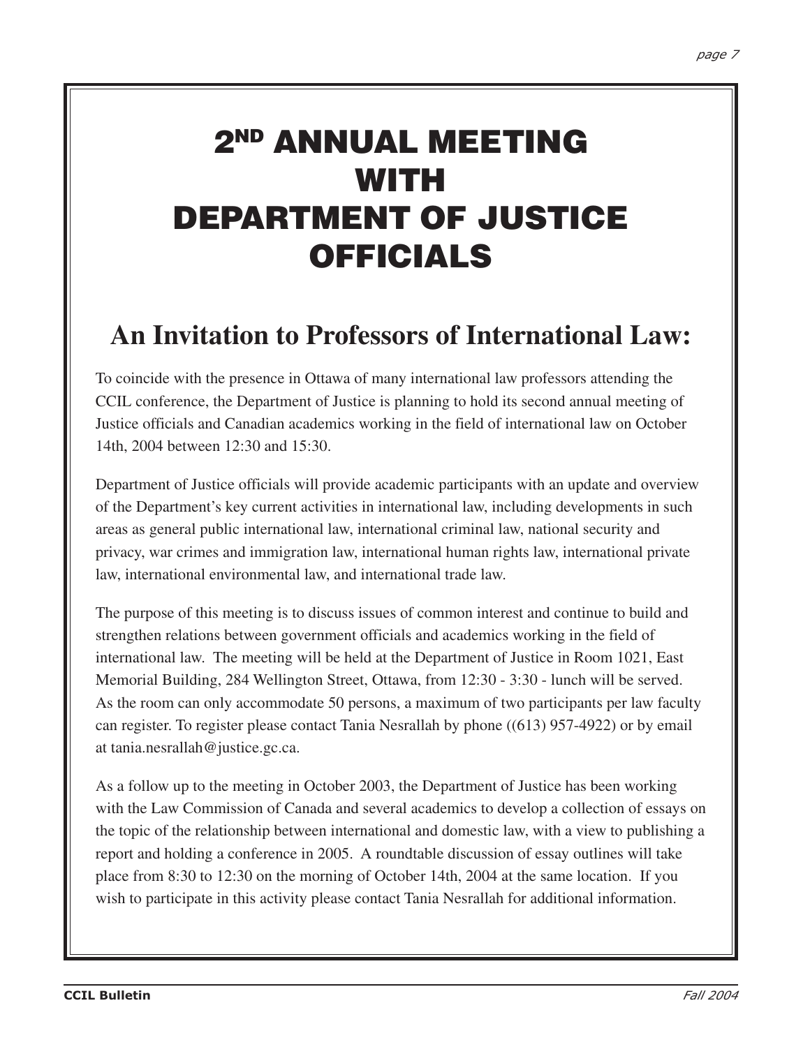# 2ND ANNUAL MEETING WITH DEPARTMENT OF JUSTICE OFFICIALS

## An Invitation to Professors of International Law:

To coincide with the presence in Ottawa of many international law professors attending the CCIL conference, the Department of Justice is planning to hold its second annual meeting of Justice officials and Canadian academics working in the field of international law on October 14th, 2004 between 12:30 and 15:30.

Department of Justice officials will provide academic participants with an update and overview of the Department's key current activities in international law, including developments in such areas as general public international law, international criminal law, national security and privacy, war crimes and immigration law, international human rights law, international private law, international environmental law, and international trade law.

The purpose of this meeting is to discuss issues of common interest and continue to build and strengthen relations between government officials and academics working in the field of international law. The meeting will be held at the Department of Justice in Room 1021, East Memorial Building, 284 Wellington Street, Ottawa, from 12:30 - 3:30 - lunch will be served. As the room can only accommodate 50 persons, a maximum of two participants per law faculty can register. To register please contact Tania Nesrallah by phone ((613) 957-4922) or by email at tania.nesrallah@justice.gc.ca.

As a follow up to the meeting in October 2003, the Department of Justice has been working with the Law Commission of Canada and several academics to develop a collection of essays on the topic of the relationship between international and domestic law, with a view to publishing a report and holding a conference in 2005. A roundtable discussion of essay outlines will take place from 8:30 to 12:30 on the morning of October 14th, 2004 at the same location. If you wish to participate in this activity please contact Tania Nesrallah for additional information.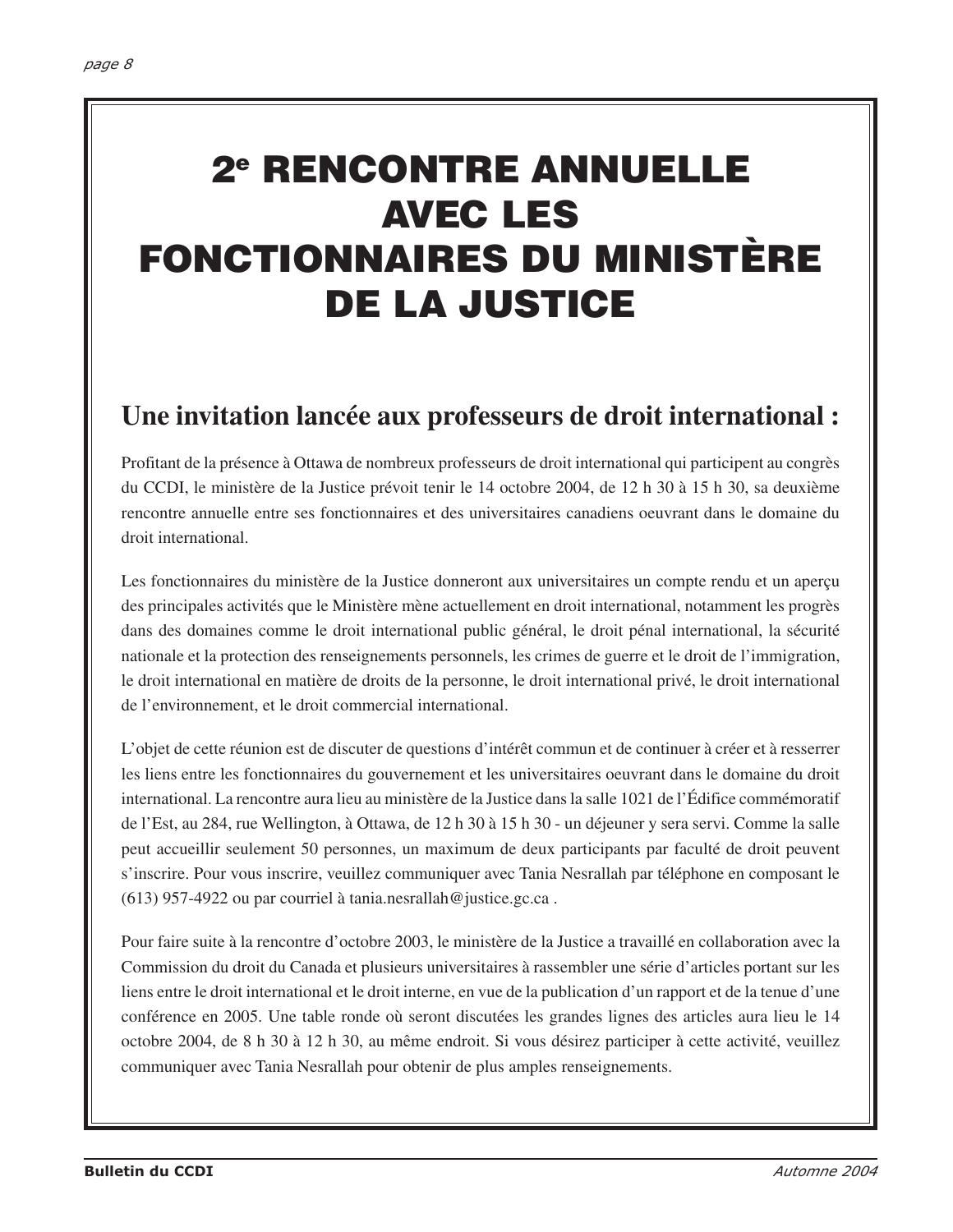# 2e RENCONTRE ANNUELLE AVEC LES FONCTIONNAIRES DU MINISTÈRE DE LA JUSTICE

## Une invitation lancée aux professeurs de droit international :

Profitant de la présence à Ottawa de nombreux professeurs de droit international qui participent au congrès du CCDI, le ministère de la Justice prévoit tenir le 14 octobre 2004, de 12 h 30 à 15 h 30, sa deuxième rencontre annuelle entre ses fonctionnaires et des universitaires canadiens oeuvrant dans le domaine du droit international.

Les fonctionnaires du ministère de la Justice donneront aux universitaires un compte rendu et un aperçu des principales activités que le Ministère mène actuellement en droit international, notamment les progrès dans des domaines comme le droit international public général, le droit pénal international, la sécurité nationale et la protection des renseignements personnels, les crimes de guerre et le droit de l'immigration, le droit international en matière de droits de la personne, le droit international privé, le droit international de l'environnement, et le droit commercial international.

L'objet de cette réunion est de discuter de questions d'intérêt commun et de continuer à créer et à resserrer les liens entre les fonctionnaires du gouvernement et les universitaires oeuvrant dans le domaine du droit international. La rencontre aura lieu au ministère de la Justice dans la salle 1021 de l'Édifice commémoratif de l'Est, au 284, rue Wellington, à Ottawa, de 12 h 30 à 15 h 30 - un déjeuner y sera servi. Comme la salle peut accueillir seulement 50 personnes, un maximum de deux participants par faculté de droit peuvent s'inscrire. Pour vous inscrire, veuillez communiquer avec Tania Nesrallah par téléphone en composant le (613) 957-4922 ou par courriel à tania.nesrallah@justice.gc.ca .

Pour faire suite à la rencontre d'octobre 2003, le ministère de la Justice a travaillé en collaboration avec la Commission du droit du Canada et plusieurs universitaires à rassembler une série d'articles portant sur les liens entre le droit international et le droit interne, en vue de la publication d'un rapport et de la tenue d'une conférence en 2005. Une table ronde où seront discutées les grandes lignes des articles aura lieu le 14 octobre 2004, de 8 h 30 à 12 h 30, au même endroit. Si vous désirez participer à cette activité, veuillez communiquer avec Tania Nesrallah pour obtenir de plus amples renseignements.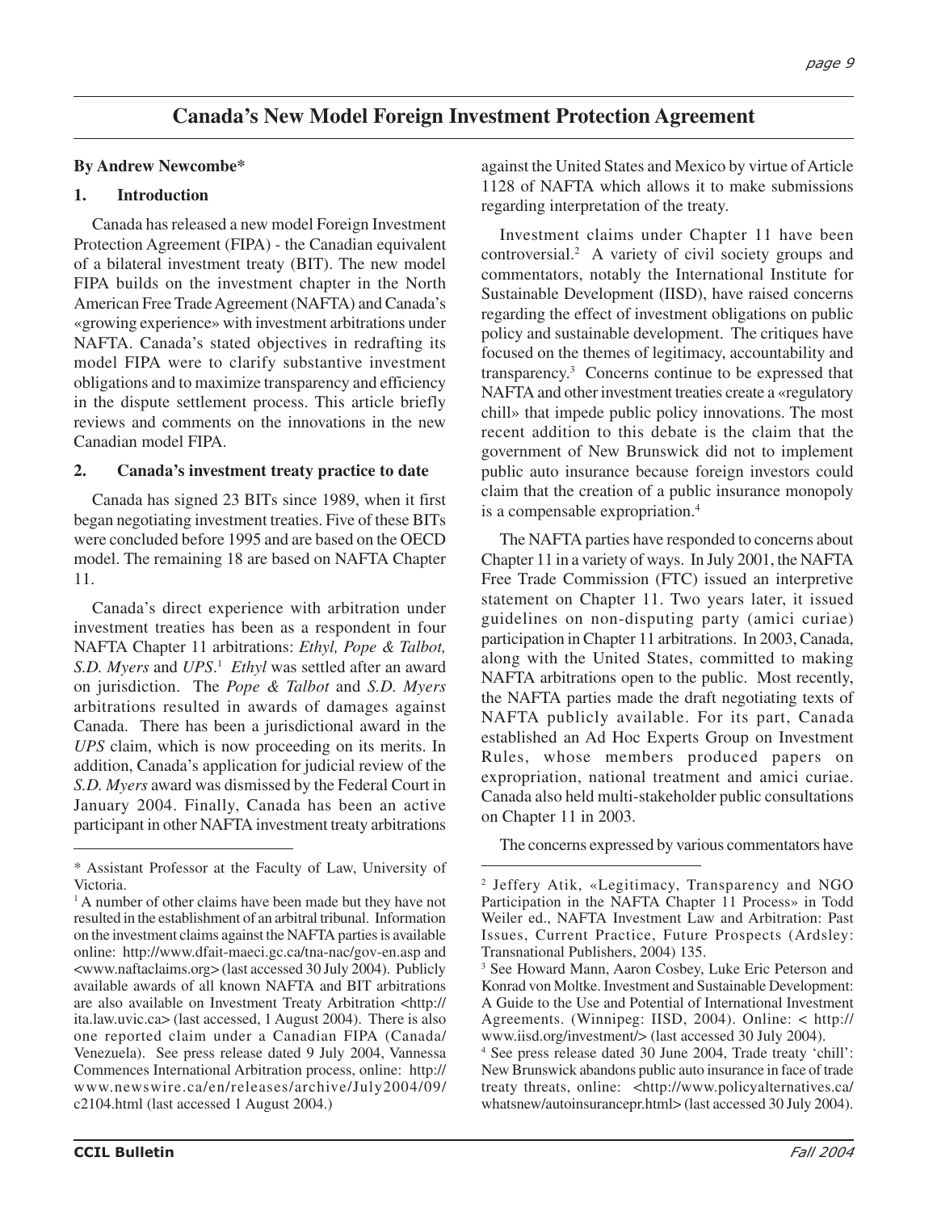# Canada's New Model Foreign Investment Protection Agreement

**By Andrew Newcombe***

## 1. Introduction

Canada has released a new model Foreign Investment Protection Agreement (FIPA) - the Canadian equivalent of a bilateral investment treaty (BIT). The new model FIPA builds on the investment chapter in the North American Free Trade Agreement (NAFTA) and Canada's «growing experience» with investment arbitrations under NAFTA. Canada's stated objectives in redrafting its model FIPA were to clarify substantive investment obligations and to maximize transparency and efficiency in the dispute settlement process. This article briefly reviews and comments on the innovations in the new Canadian model FIPA.

## 2. Canada's investment treaty practice to date

Canada has signed 23 BITs since 1989, when it first began negotiating investment treaties. Five of these BITs were concluded before 1995 and are based on the OECD model. The remaining 18 are based on NAFTA Chapter 11.

Canada's direct experience with arbitration under investment treaties has been as a respondent in four NAFTA Chapter 11 arbitrations: *Ethyl, Pope & Talbot, S.D. Myers* and *UPS*.[1] *Ethyl* was settled after an award on jurisdiction. The *Pope & Talbot* and *S.D. Myers* arbitrations resulted in awards of damages against Canada. There has been a jurisdictional award in the *UPS* claim, which is now proceeding on its merits. In addition, Canada's application for judicial review of the *S.D. Myers* award was dismissed by the Federal Court in January 2004. Finally, Canada has been an active participant in other NAFTA investment treaty arbitrations against the United States and Mexico by virtue of Article 1128 of NAFTA which allows it to make submissions regarding interpretation of the treaty.

Investment claims under Chapter 11 have been controversial.[2] A variety of civil society groups and commentators, notably the International Institute for Sustainable Development (IISD), have raised concerns regarding the effect of investment obligations on public policy and sustainable development. The critiques have focused on the themes of legitimacy, accountability and transparency.[3] Concerns continue to be expressed that NAFTA and other investment treaties create a «regulatory chill» that impede public policy innovations. The most recent addition to this debate is the claim that the government of New Brunswick did not to implement public auto insurance because foreign investors could claim that the creation of a public insurance monopoly is a compensable expropriation.[4]

The NAFTA parties have responded to concerns about Chapter 11 in a variety of ways. In July 2001, the NAFTA Free Trade Commission (FTC) issued an interpretive statement on Chapter 11. Two years later, it issued guidelines on non-disputing party (amici curiae) participation in Chapter 11 arbitrations. In 2003, Canada, along with the United States, committed to making NAFTA arbitrations open to the public. Most recently, the NAFTA parties made the draft negotiating texts of NAFTA publicly available. For its part, Canada established an Ad Hoc Experts Group on Investment Rules, whose members produced papers on expropriation, national treatment and amici curiae. Canada also held multi-stakeholder public consultations on Chapter 11 in 2003.

The concerns expressed by various commentators have

---

\* Assistant Professor at the Faculty of Law, University of Victoria.

[1] A number of other claims have been made but they have not resulted in the establishment of an arbitral tribunal. Information on the investment claims against the NAFTA parties is available online: http://www.dfait-maeci.gc.ca/tna-nac/gov-en.asp and <www.naftaclaims.org> (last accessed 30 July 2004). Publicly available awards of all known NAFTA and BIT arbitrations are also available on Investment Treaty Arbitration <http://ita.law.uvic.ca> (last accessed, 1 August 2004). There is also one reported claim under a Canadian FIPA (Canada/Venezuela). See press release dated 9 July 2004, Vannessa Commences International Arbitration process, online: http://www.newswire.ca/en/releases/archive/July2004/09/c2104.html (last accessed 1 August 2004.)

[2] Jeffery Atik, «Legitimacy, Transparency and NGO Participation in the NAFTA Chapter 11 Process» in Todd Weiler ed., NAFTA Investment Law and Arbitration: Past Issues, Current Practice, Future Prospects (Ardsley: Transnational Publishers, 2004) 135.

[3] See Howard Mann, Aaron Cosbey, Luke Eric Peterson and Konrad von Moltke. Investment and Sustainable Development: A Guide to the Use and Potential of International Investment Agreements. (Winnipeg: IISD, 2004). Online: < http://www.iisd.org/investment/> (last accessed 30 July 2004).

[4] See press release dated 30 June 2004, Trade treaty 'chill': New Brunswick abandons public auto insurance in face of trade treaty threats, online: <http://www.policyalternatives.ca/whatsnew/autoinsurancepr.html> (last accessed 30 July 2004).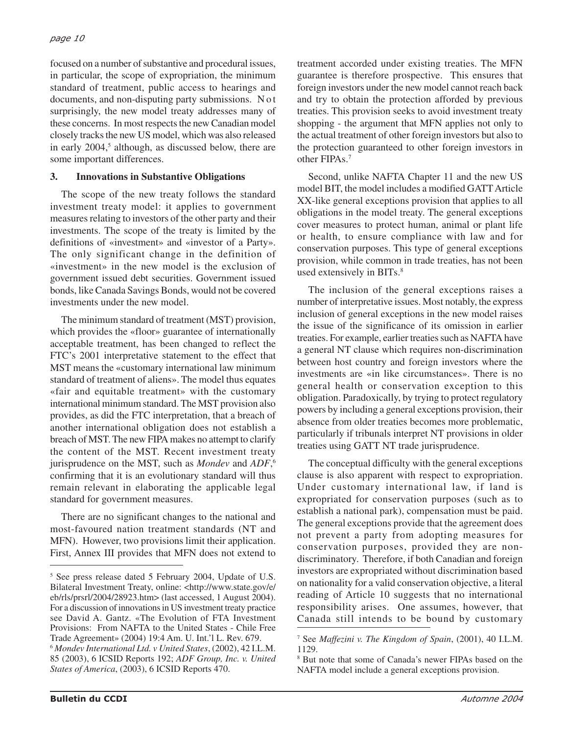focused on a number of substantive and procedural issues, in particular, the scope of expropriation, the minimum standard of treatment, public access to hearings and documents, and non-disputing party submissions. Not surprisingly, the new model treaty addresses many of these concerns. In most respects the new Canadian model closely tracks the new US model, which was also released in early 2004,[5] although, as discussed below, there are some important differences.

## 3. Innovations in Substantive Obligations

The scope of the new treaty follows the standard investment treaty model: it applies to government measures relating to investors of the other party and their investments. The scope of the treaty is limited by the definitions of «investment» and «investor of a Party». The only significant change in the definition of «investment» in the new model is the exclusion of government issued debt securities. Government issued bonds, like Canada Savings Bonds, would not be covered investments under the new model.

The minimum standard of treatment (MST) provision, which provides the «floor» guarantee of internationally acceptable treatment, has been changed to reflect the FTC's 2001 interpretative statement to the effect that MST means the «customary international law minimum standard of treatment of aliens». The model thus equates «fair and equitable treatment» with the customary international minimum standard. The MST provision also provides, as did the FTC interpretation, that a breach of another international obligation does not establish a breach of MST. The new FIPA makes no attempt to clarify the content of the MST. Recent investment treaty jurisprudence on the MST, such as *Mondev* and *ADF*,[6] confirming that it is an evolutionary standard will thus remain relevant in elaborating the applicable legal standard for government measures.

There are no significant changes to the national and most-favoured nation treatment standards (NT and MFN). However, two provisions limit their application. First, Annex III provides that MFN does not extend to treatment accorded under existing treaties. The MFN guarantee is therefore prospective. This ensures that foreign investors under the new model cannot reach back and try to obtain the protection afforded by previous treaties. This provision seeks to avoid investment treaty shopping - the argument that MFN applies not only to the actual treatment of other foreign investors but also to the protection guaranteed to other foreign investors in other FIPAs.[7]

Second, unlike NAFTA Chapter 11 and the new US model BIT, the model includes a modified GATT Article XX-like general exceptions provision that applies to all obligations in the model treaty. The general exceptions cover measures to protect human, animal or plant life or health, to ensure compliance with law and for conservation purposes. This type of general exceptions provision, while common in trade treaties, has not been used extensively in BITs.[8]

The inclusion of the general exceptions raises a number of interpretative issues. Most notably, the express inclusion of general exceptions in the new model raises the issue of the significance of its omission in earlier treaties. For example, earlier treaties such as NAFTA have a general NT clause which requires non-discrimination between host country and foreign investors where the investments are «in like circumstances». There is no general health or conservation exception to this obligation. Paradoxically, by trying to protect regulatory powers by including a general exceptions provision, their absence from older treaties becomes more problematic, particularly if tribunals interpret NT provisions in older treaties using GATT NT trade jurisprudence.

The conceptual difficulty with the general exceptions clause is also apparent with respect to expropriation. Under customary international law, if land is expropriated for conservation purposes (such as to establish a national park), compensation must be paid. The general exceptions provide that the agreement does not prevent a party from adopting measures for conservation purposes, provided they are non-discriminatory. Therefore, if both Canadian and foreign investors are expropriated without discrimination based on nationality for a valid conservation objective, a literal reading of Article 10 suggests that no international responsibility arises. One assumes, however, that Canada still intends to be bound by customary

---

[5] See press release dated 5 February 2004, Update of U.S. Bilateral Investment Treaty, online: <http://www.state.gov/e/eb/rls/prsrl/2004/28923.htm> (last accessed, 1 August 2004). For a discussion of innovations in US investment treaty practice see David A. Gantz. «The Evolution of FTA Investment Provisions: From NAFTA to the United States - Chile Free Trade Agreement» (2004) 19:4 Am. U. Int.'l L. Rev. 679.

[6] *Mondev International Ltd. v United States*, (2002), 42 I.L.M. 85 (2003), 6 ICSID Reports 192; *ADF Group, Inc. v. United States of America*, (2003), 6 ICSID Reports 470.

[7] See *Maffezini v. The Kingdom of Spain*, (2001), 40 I.L.M. 1129.

[8] But note that some of Canada's newer FIPAs based on the NAFTA model include a general exceptions provision.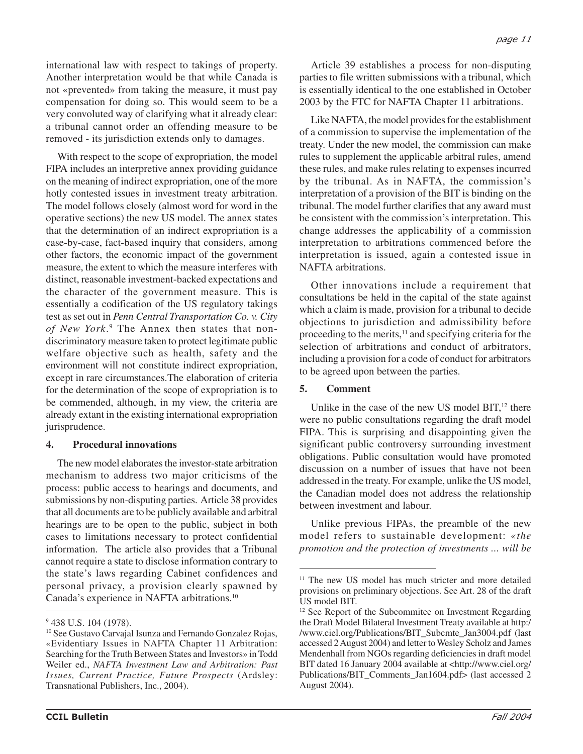international law with respect to takings of property. Another interpretation would be that while Canada is not «prevented» from taking the measure, it must pay compensation for doing so. This would seem to be a very convoluted way of clarifying what it already clear: a tribunal cannot order an offending measure to be removed - its jurisdiction extends only to damages.

With respect to the scope of expropriation, the model FIPA includes an interpretive annex providing guidance on the meaning of indirect expropriation, one of the more hotly contested issues in investment treaty arbitration. The model follows closely (almost word for word in the operative sections) the new US model. The annex states that the determination of an indirect expropriation is a case-by-case, fact-based inquiry that considers, among other factors, the economic impact of the government measure, the extent to which the measure interferes with distinct, reasonable investment-backed expectations and the character of the government measure. This is essentially a codification of the US regulatory takings test as set out in *Penn Central Transportation Co. v. City of New York*.[9] The Annex then states that non-discriminatory measure taken to protect legitimate public welfare objective such as health, safety and the environment will not constitute indirect expropriation, except in rare circumstances.The elaboration of criteria for the determination of the scope of expropriation is to be commended, although, in my view, the criteria are already extant in the existing international expropriation jurisprudence.

### 4. Procedural innovations

The new model elaborates the investor-state arbitration mechanism to address two major criticisms of the process: public access to hearings and documents, and submissions by non-disputing parties. Article 38 provides that all documents are to be publicly available and arbitral hearings are to be open to the public, subject in both cases to limitations necessary to protect confidential information. The article also provides that a Tribunal cannot require a state to disclose information contrary to the state's laws regarding Cabinet confidences and personal privacy, a provision clearly spawned by Canada's experience in NAFTA arbitrations.[10]

Article 39 establishes a process for non-disputing parties to file written submissions with a tribunal, which is essentially identical to the one established in October 2003 by the FTC for NAFTA Chapter 11 arbitrations.

Like NAFTA, the model provides for the establishment of a commission to supervise the implementation of the treaty. Under the new model, the commission can make rules to supplement the applicable arbitral rules, amend these rules, and make rules relating to expenses incurred by the tribunal. As in NAFTA, the commission's interpretation of a provision of the BIT is binding on the tribunal. The model further clarifies that any award must be consistent with the commission's interpretation. This change addresses the applicability of a commission interpretation to arbitrations commenced before the interpretation is issued, again a contested issue in NAFTA arbitrations.

Other innovations include a requirement that consultations be held in the capital of the state against which a claim is made, provision for a tribunal to decide objections to jurisdiction and admissibility before proceeding to the merits,[11] and specifying criteria for the selection of arbitrations and conduct of arbitrators, including a provision for a code of conduct for arbitrators to be agreed upon between the parties.

### 5. Comment

Unlike in the case of the new US model BIT,[12] there were no public consultations regarding the draft model FIPA. This is surprising and disappointing given the significant public controversy surrounding investment obligations. Public consultation would have promoted discussion on a number of issues that have not been addressed in the treaty. For example, unlike the US model, the Canadian model does not address the relationship between investment and labour.

Unlike previous FIPAs, the preamble of the new model refers to sustainable development: *«the promotion and the protection of investments ... will be*

---

[9] 438 U.S. 104 (1978).

[10] See Gustavo Carvajal Isunza and Fernando Gonzalez Rojas, «Evidentiary Issues in NAFTA Chapter 11 Arbitration: Searching for the Truth Between States and Investors» in Todd Weiler ed., *NAFTA Investment Law and Arbitration: Past Issues, Current Practice, Future Prospects* (Ardsley: Transnational Publishers, Inc., 2004).

[11] The new US model has much stricter and more detailed provisions on preliminary objections. See Art. 28 of the draft US model BIT.

[12] See Report of the Subcommitee on Investment Regarding the Draft Model Bilateral Investment Treaty available at http://www.ciel.org/Publications/BIT_Subcmte_Jan3004.pdf (last accessed 2 August 2004) and letter to Wesley Scholz and James Mendenhall from NGOs regarding deficiencies in draft model BIT dated 16 January 2004 available at <http://www.ciel.org/Publications/BIT_Comments_Jan1604.pdf> (last accessed 2 August 2004).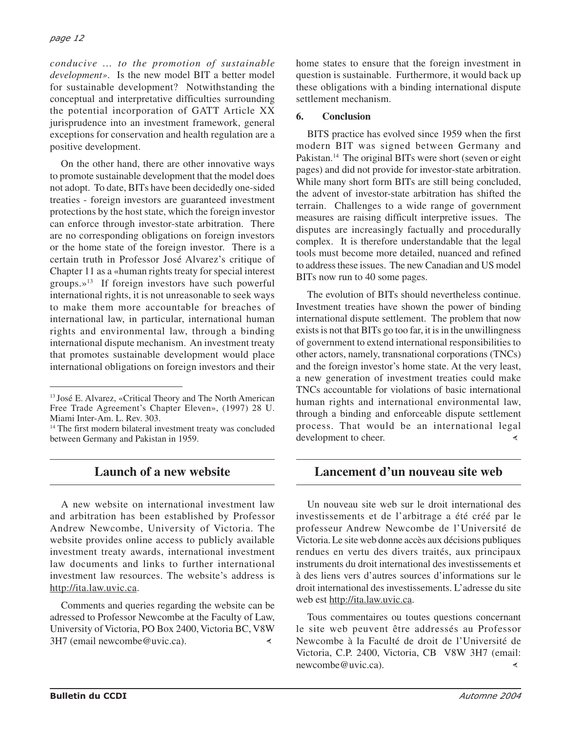*conducive … to the promotion of sustainable development»*. Is the new model BIT a better model for sustainable development? Notwithstanding the conceptual and interpretative difficulties surrounding the potential incorporation of GATT Article XX jurisprudence into an investment framework, general exceptions for conservation and health regulation are a positive development.

On the other hand, there are other innovative ways to promote sustainable development that the model does not adopt. To date, BITs have been decidedly one-sided treaties - foreign investors are guaranteed investment protections by the host state, which the foreign investor can enforce through investor-state arbitration. There are no corresponding obligations on foreign investors or the home state of the foreign investor. There is a certain truth in Professor José Alvarez's critique of Chapter 11 as a «human rights treaty for special interest groups.»[13] If foreign investors have such powerful international rights, it is not unreasonable to seek ways to make them more accountable for breaches of international law, in particular, international human rights and environmental law, through a binding international dispute mechanism. An investment treaty that promotes sustainable development would place international obligations on foreign investors and their home states to ensure that the foreign investment in question is sustainable. Furthermore, it would back up these obligations with a binding international dispute settlement mechanism.

### 6. Conclusion

BITS practice has evolved since 1959 when the first modern BIT was signed between Germany and Pakistan.[14] The original BITs were short (seven or eight pages) and did not provide for investor-state arbitration. While many short form BITs are still being concluded, the advent of investor-state arbitration has shifted the terrain. Challenges to a wide range of government measures are raising difficult interpretive issues. The disputes are increasingly factually and procedurally complex. It is therefore understandable that the legal tools must become more detailed, nuanced and refined to address these issues. The new Canadian and US model BITs now run to 40 some pages.

The evolution of BITs should nevertheless continue. Investment treaties have shown the power of binding international dispute settlement. The problem that now exists is not that BITs go too far, it is in the unwillingness of government to extend international responsibilities to other actors, namely, transnational corporations (TNCs) and the foreign investor's home state. At the very least, a new generation of investment treaties could make TNCs accountable for violations of basic international human rights and international environmental law, through a binding and enforceable dispute settlement process. That would be an international legal development to cheer.

[13] José E. Alvarez, «Critical Theory and The North American Free Trade Agreement's Chapter Eleven», (1997) 28 U. Miami Inter-Am. L. Rev. 303.

[14] The first modern bilateral investment treaty was concluded between Germany and Pakistan in 1959.

## Launch of a new website

A new website on international investment law and arbitration has been established by Professor Andrew Newcombe, University of Victoria. The website provides online access to publicly available investment treaty awards, international investment law documents and links to further international investment law resources. The website's address is http://ita.law.uvic.ca.

Comments and queries regarding the website can be adressed to Professor Newcombe at the Faculty of Law, University of Victoria, PO Box 2400, Victoria BC, V8W 3H7 (email newcombe@uvic.ca).

## Lancement d'un nouveau site web

Un nouveau site web sur le droit international des investissements et de l'arbitrage a été créé par le professeur Andrew Newcombe de l'Université de Victoria. Le site web donne accès aux décisions publiques rendues en vertu des divers traités, aux principaux instruments du droit international des investissements et à des liens vers d'autres sources d'informations sur le droit international des investissements. L'adresse du site web est http://ita.law.uvic.ca.

Tous commentaires ou toutes questions concernant le site web peuvent être addressés au Professor Newcombe à la Faculté de droit de l'Université de Victoria, C.P. 2400, Victoria, CB V8W 3H7 (email: newcombe@uvic.ca).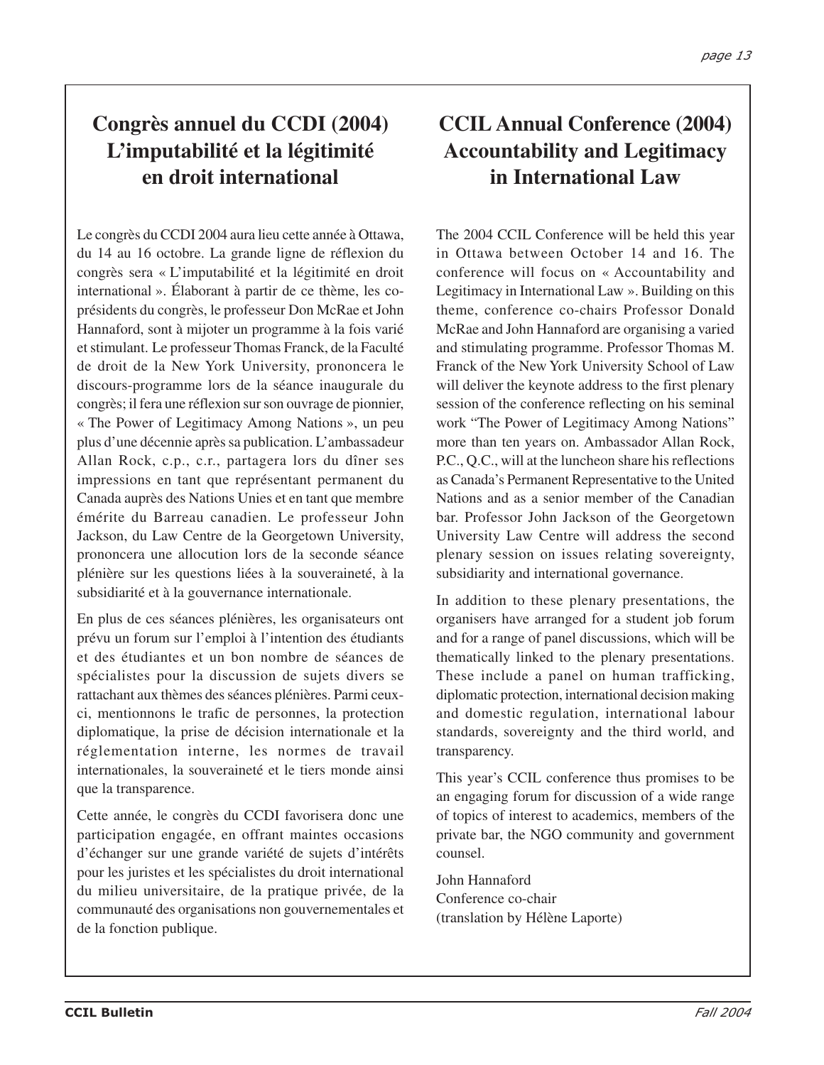# Congrès annuel du CCDI (2004) L'imputabilité et la légitimité en droit international

Le congrès du CCDI 2004 aura lieu cette année à Ottawa, du 14 au 16 octobre. La grande ligne de réflexion du congrès sera « L'imputabilité et la légitimité en droit international ». Élaborant à partir de ce thème, les co-présidents du congrès, le professeur Don McRae et John Hannaford, sont à mijoter un programme à la fois varié et stimulant. Le professeur Thomas Franck, de la Faculté de droit de la New York University, prononcera le discours-programme lors de la séance inaugurale du congrès; il fera une réflexion sur son ouvrage de pionnier, « The Power of Legitimacy Among Nations », un peu plus d'une décennie après sa publication. L'ambassadeur Allan Rock, c.p., c.r., partagera lors du dîner ses impressions en tant que représentant permanent du Canada auprès des Nations Unies et en tant que membre émérite du Barreau canadien. Le professeur John Jackson, du Law Centre de la Georgetown University, prononcera une allocution lors de la seconde séance plénière sur les questions liées à la souveraineté, à la subsidiarité et à la gouvernance internationale.

En plus de ces séances plénières, les organisateurs ont prévu un forum sur l'emploi à l'intention des étudiants et des étudiantes et un bon nombre de séances de spécialistes pour la discussion de sujets divers se rattachant aux thèmes des séances plénières. Parmi ceux-ci, mentionnons le trafic de personnes, la protection diplomatique, la prise de décision internationale et la réglementation interne, les normes de travail internationales, la souveraineté et le tiers monde ainsi que la transparence.

Cette année, le congrès du CCDI favorisera donc une participation engagée, en offrant maintes occasions d'échanger sur une grande variété de sujets d'intérêts pour les juristes et les spécialistes du droit international du milieu universitaire, de la pratique privée, de la communauté des organisations non gouvernementales et de la fonction publique.

# CCIL Annual Conference (2004) Accountability and Legitimacy in International Law

The 2004 CCIL Conference will be held this year in Ottawa between October 14 and 16. The conference will focus on « Accountability and Legitimacy in International Law ». Building on this theme, conference co-chairs Professor Donald McRae and John Hannaford are organising a varied and stimulating programme. Professor Thomas M. Franck of the New York University School of Law will deliver the keynote address to the first plenary session of the conference reflecting on his seminal work "The Power of Legitimacy Among Nations" more than ten years on. Ambassador Allan Rock, P.C., Q.C., will at the luncheon share his reflections as Canada's Permanent Representative to the United Nations and as a senior member of the Canadian bar. Professor John Jackson of the Georgetown University Law Centre will address the second plenary session on issues relating sovereignty, subsidiarity and international governance.

In addition to these plenary presentations, the organisers have arranged for a student job forum and for a range of panel discussions, which will be thematically linked to the plenary presentations. These include a panel on human trafficking, diplomatic protection, international decision making and domestic regulation, international labour standards, sovereignty and the third world, and transparency.

This year's CCIL conference thus promises to be an engaging forum for discussion of a wide range of topics of interest to academics, members of the private bar, the NGO community and government counsel.

John Hannaford
Conference co-chair
(translation by Hélène Laporte)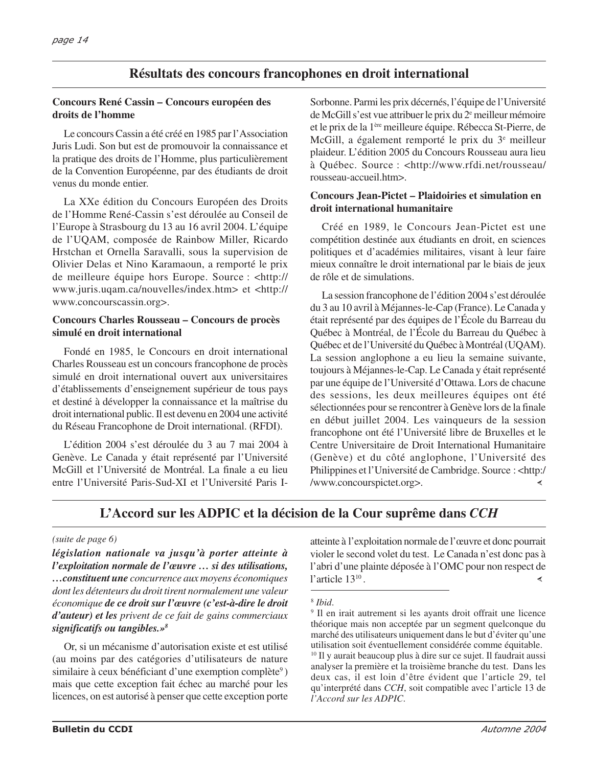## Résultats des concours francophones en droit international

### Concours René Cassin – Concours européen des droits de l'homme

Le concours Cassin a été créé en 1985 par l'Association Juris Ludi. Son but est de promouvoir la connaissance et la pratique des droits de l'Homme, plus particulièrement de la Convention Européenne, par des étudiants de droit venus du monde entier.

La XXe édition du Concours Européen des Droits de l'Homme René-Cassin s'est déroulée au Conseil de l'Europe à Strasbourg du 13 au 16 avril 2004. L'équipe de l'UQAM, composée de Rainbow Miller, Ricardo Hrstchan et Ornella Saravalli, sous la supervision de Olivier Delas et Nino Karamaoun, a remporté le prix de meilleure équipe hors Europe. Source : <http://www.juris.uqam.ca/nouvelles/index.htm> et <http://www.concourscassin.org>.

### Concours Charles Rousseau – Concours de procès simulé en droit international

Fondé en 1985, le Concours en droit international Charles Rousseau est un concours francophone de procès simulé en droit international ouvert aux universitaires d'établissements d'enseignement supérieur de tous pays et destiné à développer la connaissance et la maîtrise du droit international public. Il est devenu en 2004 une activité du Réseau Francophone de Droit international. (RFDI).

L'édition 2004 s'est déroulée du 3 au 7 mai 2004 à Genève. Le Canada y était représenté par l'Université McGill et l'Université de Montréal. La finale a eu lieu entre l'Université Paris-Sud-XI et l'Université Paris I-Sorbonne. Parmi les prix décernés, l'équipe de l'Université de McGill s'est vue attribuer le prix du 2e meilleur mémoire et le prix de la 1ère meilleure équipe. Rébecca St-Pierre, de McGill, a également remporté le prix du 3e meilleur plaideur. L'édition 2005 du Concours Rousseau aura lieu à Québec. Source : <http://www.rfdi.net/rousseau/rousseau-accueil.htm>.

### Concours Jean-Pictet – Plaidoiries et simulation en droit international humanitaire

Créé en 1989, le Concours Jean-Pictet est une compétition destinée aux étudiants en droit, en sciences politiques et d'académies militaires, visant à leur faire mieux connaître le droit international par le biais de jeux de rôle et de simulations.

La session francophone de l'édition 2004 s'est déroulée du 3 au 10 avril à Méjannes-le-Cap (France). Le Canada y était représenté par des équipes de l'École du Barreau du Québec à Montréal, de l'École du Barreau du Québec à Québec et de l'Université du Québec à Montréal (UQAM). La session anglophone a eu lieu la semaine suivante, toujours à Méjannes-le-Cap. Le Canada y était représenté par une équipe de l'Université d'Ottawa. Lors de chacune des sessions, les deux meilleures équipes ont été sélectionnées pour se rencontrer à Genève lors de la finale en début juillet 2004. Les vainqueurs de la session francophone ont été l'Université libre de Bruxelles et le Centre Universitaire de Droit International Humanitaire (Genève) et du côté anglophone, l'Université des Philippines et l'Université de Cambridge. Source : <http://www.concourspictet.org>.

## L'Accord sur les ADPIC et la décision de la Cour suprême dans *CCH*

*(suite de page 6)*

***législation nationale va jusqu'à porter atteinte à l'exploitation normale de l'œuvre … si des utilisations, …constituent une*** *concurrence aux moyens économiques dont les détenteurs du droit tirent normalement une valeur économique* ***de ce droit sur l'œuvre (c'est-à-dire le droit d'auteur) et les*** *privent de ce fait de gains commerciaux* ***significatifs ou tangibles.»***[8]

Or, si un mécanisme d'autorisation existe et est utilisé (au moins par des catégories d'utilisateurs de nature similaire à ceux bénéficiant d'une exemption complète[9]) mais que cette exception fait échec au marché pour les licences, on est autorisé à penser que cette exception porte atteinte à l'exploitation normale de l'œuvre et donc pourrait violer le second volet du test. Le Canada n'est donc pas à l'abri d'une plainte déposée à l'OMC pour non respect de l'article 13[10].

---

[8] *Ibid.*

[9] Il en irait autrement si les ayants droit offrait une licence théorique mais non acceptée par un segment quelconque du marché des utilisateurs uniquement dans le but d'éviter qu'une utilisation soit éventuellement considérée comme équitable.

[10] Il y aurait beaucoup plus à dire sur ce sujet. Il faudrait aussi analyser la première et la troisième branche du test. Dans les deux cas, il est loin d'être évident que l'article 29, tel qu'interprété dans *CCH*, soit compatible avec l'article 13 de *l'Accord sur les ADPIC*.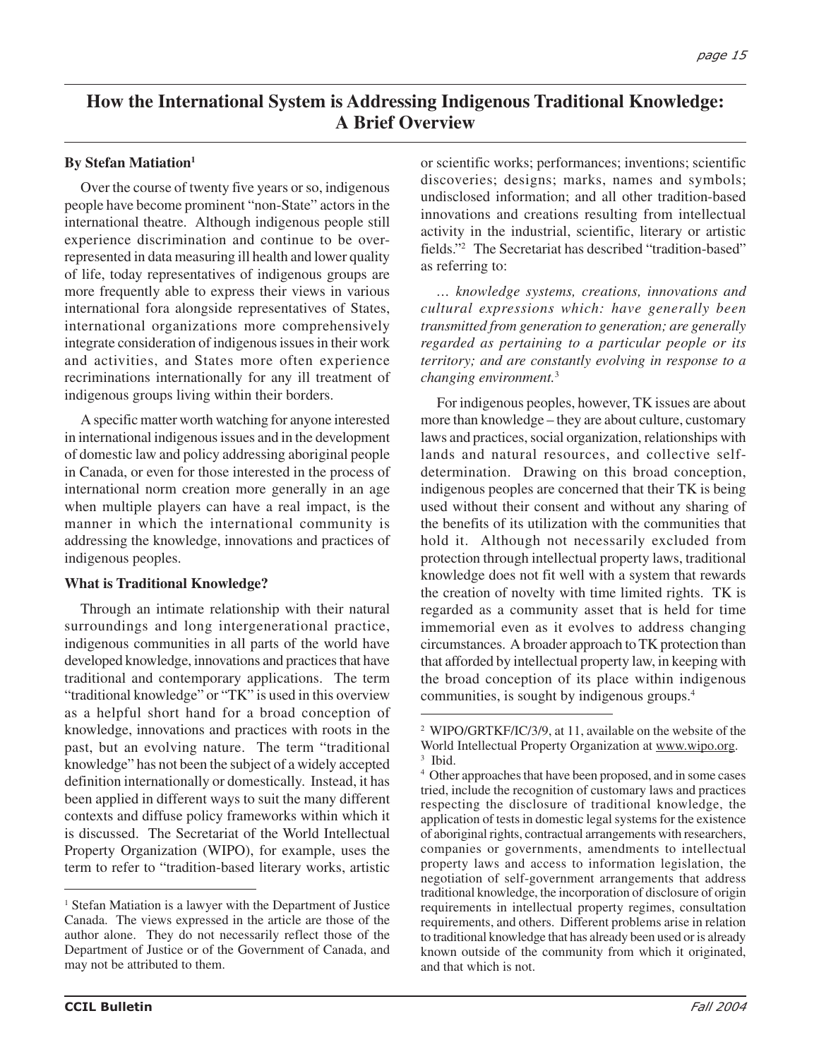# How the International System is Addressing Indigenous Traditional Knowledge: A Brief Overview

**By Stefan Matiation**[1]

Over the course of twenty five years or so, indigenous people have become prominent "non-State" actors in the international theatre. Although indigenous people still experience discrimination and continue to be over-represented in data measuring ill health and lower quality of life, today representatives of indigenous groups are more frequently able to express their views in various international fora alongside representatives of States, international organizations more comprehensively integrate consideration of indigenous issues in their work and activities, and States more often experience recriminations internationally for any ill treatment of indigenous groups living within their borders.

A specific matter worth watching for anyone interested in international indigenous issues and in the development of domestic law and policy addressing aboriginal people in Canada, or even for those interested in the process of international norm creation more generally in an age when multiple players can have a real impact, is the manner in which the international community is addressing the knowledge, innovations and practices of indigenous peoples.

### What is Traditional Knowledge?

Through an intimate relationship with their natural surroundings and long intergenerational practice, indigenous communities in all parts of the world have developed knowledge, innovations and practices that have traditional and contemporary applications. The term "traditional knowledge" or "TK" is used in this overview as a helpful short hand for a broad conception of knowledge, innovations and practices with roots in the past, but an evolving nature. The term "traditional knowledge" has not been the subject of a widely accepted definition internationally or domestically. Instead, it has been applied in different ways to suit the many different contexts and diffuse policy frameworks within which it is discussed. The Secretariat of the World Intellectual Property Organization (WIPO), for example, uses the term to refer to "tradition-based literary works, artistic or scientific works; performances; inventions; scientific discoveries; designs; marks, names and symbols; undisclosed information; and all other tradition-based innovations and creations resulting from intellectual activity in the industrial, scientific, literary or artistic fields."[2] The Secretariat has described "tradition-based" as referring to:

> *… knowledge systems, creations, innovations and cultural expressions which: have generally been transmitted from generation to generation; are generally regarded as pertaining to a particular people or its territory; and are constantly evolving in response to a changing environment.*[3]

For indigenous peoples, however, TK issues are about more than knowledge – they are about culture, customary laws and practices, social organization, relationships with lands and natural resources, and collective self-determination. Drawing on this broad conception, indigenous peoples are concerned that their TK is being used without their consent and without any sharing of the benefits of its utilization with the communities that hold it. Although not necessarily excluded from protection through intellectual property laws, traditional knowledge does not fit well with a system that rewards the creation of novelty with time limited rights. TK is regarded as a community asset that is held for time immemorial even as it evolves to address changing circumstances. A broader approach to TK protection than that afforded by intellectual property law, in keeping with the broad conception of its place within indigenous communities, is sought by indigenous groups.[4]

---

[1] Stefan Matiation is a lawyer with the Department of Justice Canada. The views expressed in the article are those of the author alone. They do not necessarily reflect those of the Department of Justice or of the Government of Canada, and may not be attributed to them.

[2] WIPO/GRTKF/IC/3/9, at 11, available on the website of the World Intellectual Property Organization at www.wipo.org.

[3] Ibid.

[4] Other approaches that have been proposed, and in some cases tried, include the recognition of customary laws and practices respecting the disclosure of traditional knowledge, the application of tests in domestic legal systems for the existence of aboriginal rights, contractual arrangements with researchers, companies or governments, amendments to intellectual property laws and access to information legislation, the negotiation of self-government arrangements that address traditional knowledge, the incorporation of disclosure of origin requirements in intellectual property regimes, consultation requirements, and others. Different problems arise in relation to traditional knowledge that has already been used or is already known outside of the community from which it originated, and that which is not.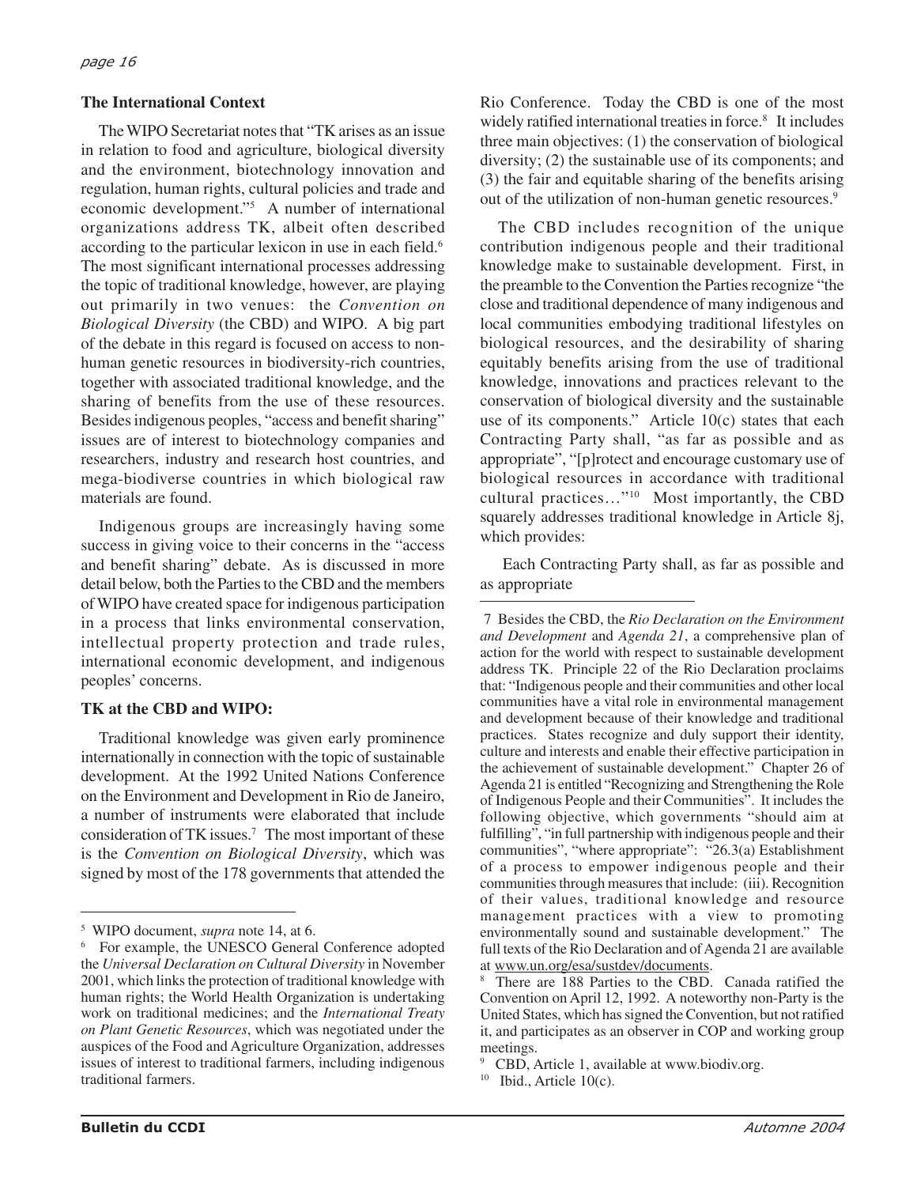## The International Context

The WIPO Secretariat notes that "TK arises as an issue in relation to food and agriculture, biological diversity and the environment, biotechnology innovation and regulation, human rights, cultural policies and trade and economic development."[5] A number of international organizations address TK, albeit often described according to the particular lexicon in use in each field.[6] The most significant international processes addressing the topic of traditional knowledge, however, are playing out primarily in two venues: the *Convention on Biological Diversity* (the CBD) and WIPO. A big part of the debate in this regard is focused on access to non-human genetic resources in biodiversity-rich countries, together with associated traditional knowledge, and the sharing of benefits from the use of these resources. Besides indigenous peoples, "access and benefit sharing" issues are of interest to biotechnology companies and researchers, industry and research host countries, and mega-biodiverse countries in which biological raw materials are found.

Indigenous groups are increasingly having some success in giving voice to their concerns in the "access and benefit sharing" debate. As is discussed in more detail below, both the Parties to the CBD and the members of WIPO have created space for indigenous participation in a process that links environmental conservation, intellectual property protection and trade rules, international economic development, and indigenous peoples' concerns.

## TK at the CBD and WIPO:

Traditional knowledge was given early prominence internationally in connection with the topic of sustainable development. At the 1992 United Nations Conference on the Environment and Development in Rio de Janeiro, a number of instruments were elaborated that include consideration of TK issues.[7] The most important of these is the *Convention on Biological Diversity*, which was signed by most of the 178 governments that attended the Rio Conference. Today the CBD is one of the most widely ratified international treaties in force.[8] It includes three main objectives: (1) the conservation of biological diversity; (2) the sustainable use of its components; and (3) the fair and equitable sharing of the benefits arising out of the utilization of non-human genetic resources.[9]

The CBD includes recognition of the unique contribution indigenous people and their traditional knowledge make to sustainable development. First, in the preamble to the Convention the Parties recognize "the close and traditional dependence of many indigenous and local communities embodying traditional lifestyles on biological resources, and the desirability of sharing equitably benefits arising from the use of traditional knowledge, innovations and practices relevant to the conservation of biological diversity and the sustainable use of its components." Article 10(c) states that each Contracting Party shall, "as far as possible and as appropriate", "[p]rotect and encourage customary use of biological resources in accordance with traditional cultural practices…"[10] Most importantly, the CBD squarely addresses traditional knowledge in Article 8j, which provides:

Each Contracting Party shall, as far as possible and as appropriate

---

[5] WIPO document, *supra* note 14, at 6.

[6] For example, the UNESCO General Conference adopted the *Universal Declaration on Cultural Diversity* in November 2001, which links the protection of traditional knowledge with human rights; the World Health Organization is undertaking work on traditional medicines; and the *International Treaty on Plant Genetic Resources*, which was negotiated under the auspices of the Food and Agriculture Organization, addresses issues of interest to traditional farmers, including indigenous traditional farmers.

[7] Besides the CBD, the *Rio Declaration on the Environment and Development* and *Agenda 21*, a comprehensive plan of action for the world with respect to sustainable development address TK. Principle 22 of the Rio Declaration proclaims that: "Indigenous people and their communities and other local communities have a vital role in environmental management and development because of their knowledge and traditional practices. States recognize and duly support their identity, culture and interests and enable their effective participation in the achievement of sustainable development." Chapter 26 of Agenda 21 is entitled "Recognizing and Strengthening the Role of Indigenous People and their Communities". It includes the following objective, which governments "should aim at fulfilling", "in full partnership with indigenous people and their communities", "where appropriate": "26.3(a) Establishment of a process to empower indigenous people and their communities through measures that include: (iii). Recognition of their values, traditional knowledge and resource management practices with a view to promoting environmentally sound and sustainable development." The full texts of the Rio Declaration and of Agenda 21 are available at www.un.org/esa/sustdev/documents.

[8] There are 188 Parties to the CBD. Canada ratified the Convention on April 12, 1992. A noteworthy non-Party is the United States, which has signed the Convention, but not ratified it, and participates as an observer in COP and working group meetings.

[9] CBD, Article 1, available at www.biodiv.org.

[10] Ibid., Article 10(c).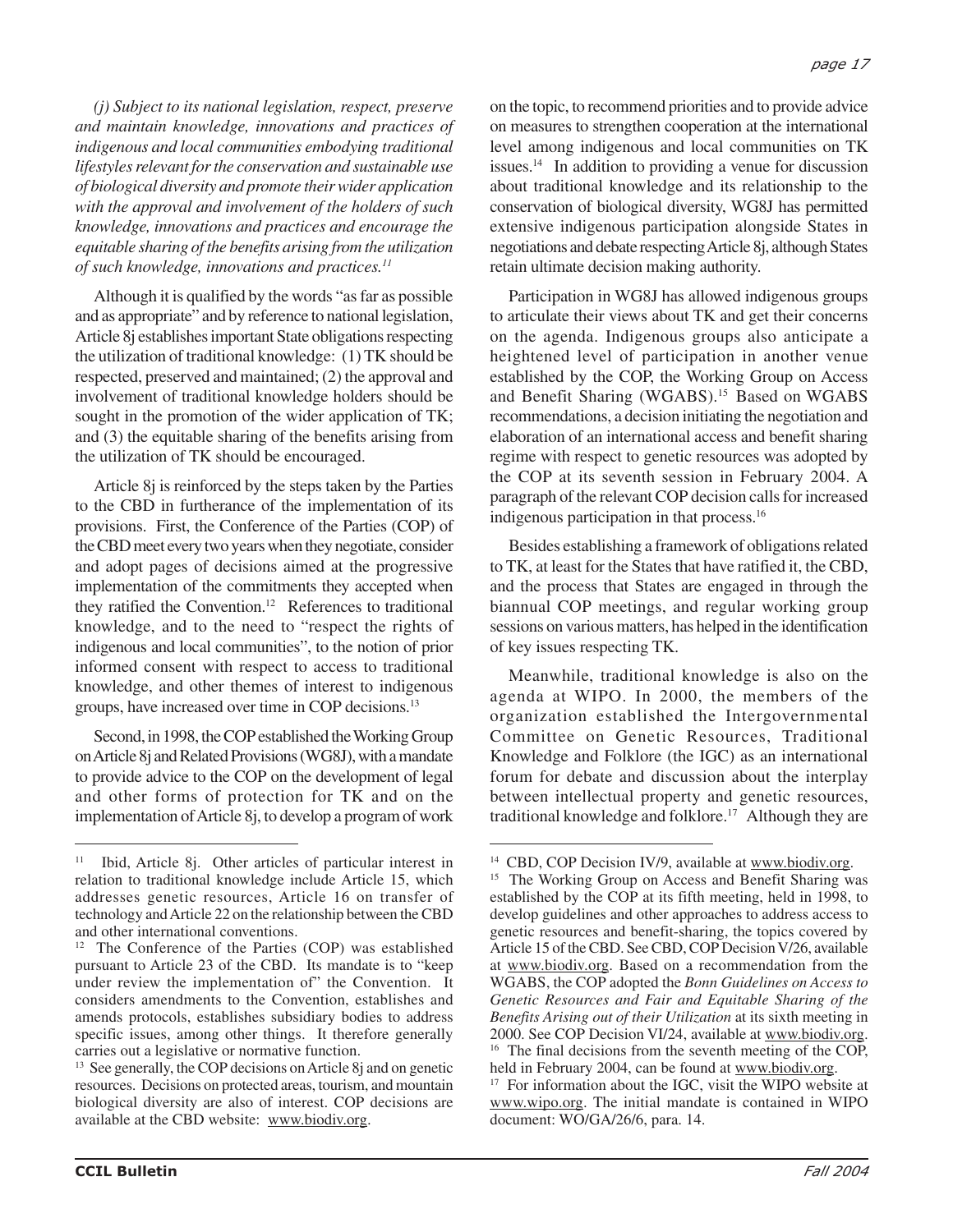*(j) Subject to its national legislation, respect, preserve and maintain knowledge, innovations and practices of indigenous and local communities embodying traditional lifestyles relevant for the conservation and sustainable use of biological diversity and promote their wider application with the approval and involvement of the holders of such knowledge, innovations and practices and encourage the equitable sharing of the benefits arising from the utilization of such knowledge, innovations and practices.[11]*

Although it is qualified by the words "as far as possible and as appropriate" and by reference to national legislation, Article 8j establishes important State obligations respecting the utilization of traditional knowledge: (1) TK should be respected, preserved and maintained; (2) the approval and involvement of traditional knowledge holders should be sought in the promotion of the wider application of TK; and (3) the equitable sharing of the benefits arising from the utilization of TK should be encouraged.

Article 8j is reinforced by the steps taken by the Parties to the CBD in furtherance of the implementation of its provisions. First, the Conference of the Parties (COP) of the CBD meet every two years when they negotiate, consider and adopt pages of decisions aimed at the progressive implementation of the commitments they accepted when they ratified the Convention.[12] References to traditional knowledge, and to the need to "respect the rights of indigenous and local communities", to the notion of prior informed consent with respect to access to traditional knowledge, and other themes of interest to indigenous groups, have increased over time in COP decisions.[13]

Second, in 1998, the COP established the Working Group on Article 8j and Related Provisions (WG8J), with a mandate to provide advice to the COP on the development of legal and other forms of protection for TK and on the implementation of Article 8j, to develop a program of work on the topic, to recommend priorities and to provide advice on measures to strengthen cooperation at the international level among indigenous and local communities on TK issues.[14] In addition to providing a venue for discussion about traditional knowledge and its relationship to the conservation of biological diversity, WG8J has permitted extensive indigenous participation alongside States in negotiations and debate respecting Article 8j, although States retain ultimate decision making authority.

Participation in WG8J has allowed indigenous groups to articulate their views about TK and get their concerns on the agenda. Indigenous groups also anticipate a heightened level of participation in another venue established by the COP, the Working Group on Access and Benefit Sharing (WGABS).[15] Based on WGABS recommendations, a decision initiating the negotiation and elaboration of an international access and benefit sharing regime with respect to genetic resources was adopted by the COP at its seventh session in February 2004. A paragraph of the relevant COP decision calls for increased indigenous participation in that process.[16]

Besides establishing a framework of obligations related to TK, at least for the States that have ratified it, the CBD, and the process that States are engaged in through the biannual COP meetings, and regular working group sessions on various matters, has helped in the identification of key issues respecting TK.

Meanwhile, traditional knowledge is also on the agenda at WIPO. In 2000, the members of the organization established the Intergovernmental Committee on Genetic Resources, Traditional Knowledge and Folklore (the IGC) as an international forum for debate and discussion about the interplay between intellectual property and genetic resources, traditional knowledge and folklore.[17] Although they are

---

[11] Ibid, Article 8j. Other articles of particular interest in relation to traditional knowledge include Article 15, which addresses genetic resources, Article 16 on transfer of technology and Article 22 on the relationship between the CBD and other international conventions.

[12] The Conference of the Parties (COP) was established pursuant to Article 23 of the CBD. Its mandate is to "keep under review the implementation of" the Convention. It considers amendments to the Convention, establishes and amends protocols, establishes subsidiary bodies to address specific issues, among other things. It therefore generally carries out a legislative or normative function.

[13] See generally, the COP decisions on Article 8j and on genetic resources. Decisions on protected areas, tourism, and mountain biological diversity are also of interest. COP decisions are available at the CBD website: www.biodiv.org.

[14] CBD, COP Decision IV/9, available at www.biodiv.org.

[15] The Working Group on Access and Benefit Sharing was established by the COP at its fifth meeting, held in 1998, to develop guidelines and other approaches to address access to genetic resources and benefit-sharing, the topics covered by Article 15 of the CBD. See CBD, COP Decision V/26, available at www.biodiv.org. Based on a recommendation from the WGABS, the COP adopted the *Bonn Guidelines on Access to Genetic Resources and Fair and Equitable Sharing of the Benefits Arising out of their Utilization* at its sixth meeting in 2000. See COP Decision VI/24, available at www.biodiv.org.

[16] The final decisions from the seventh meeting of the COP, held in February 2004, can be found at www.biodiv.org.

[17] For information about the IGC, visit the WIPO website at www.wipo.org. The initial mandate is contained in WIPO document: WO/GA/26/6, para. 14.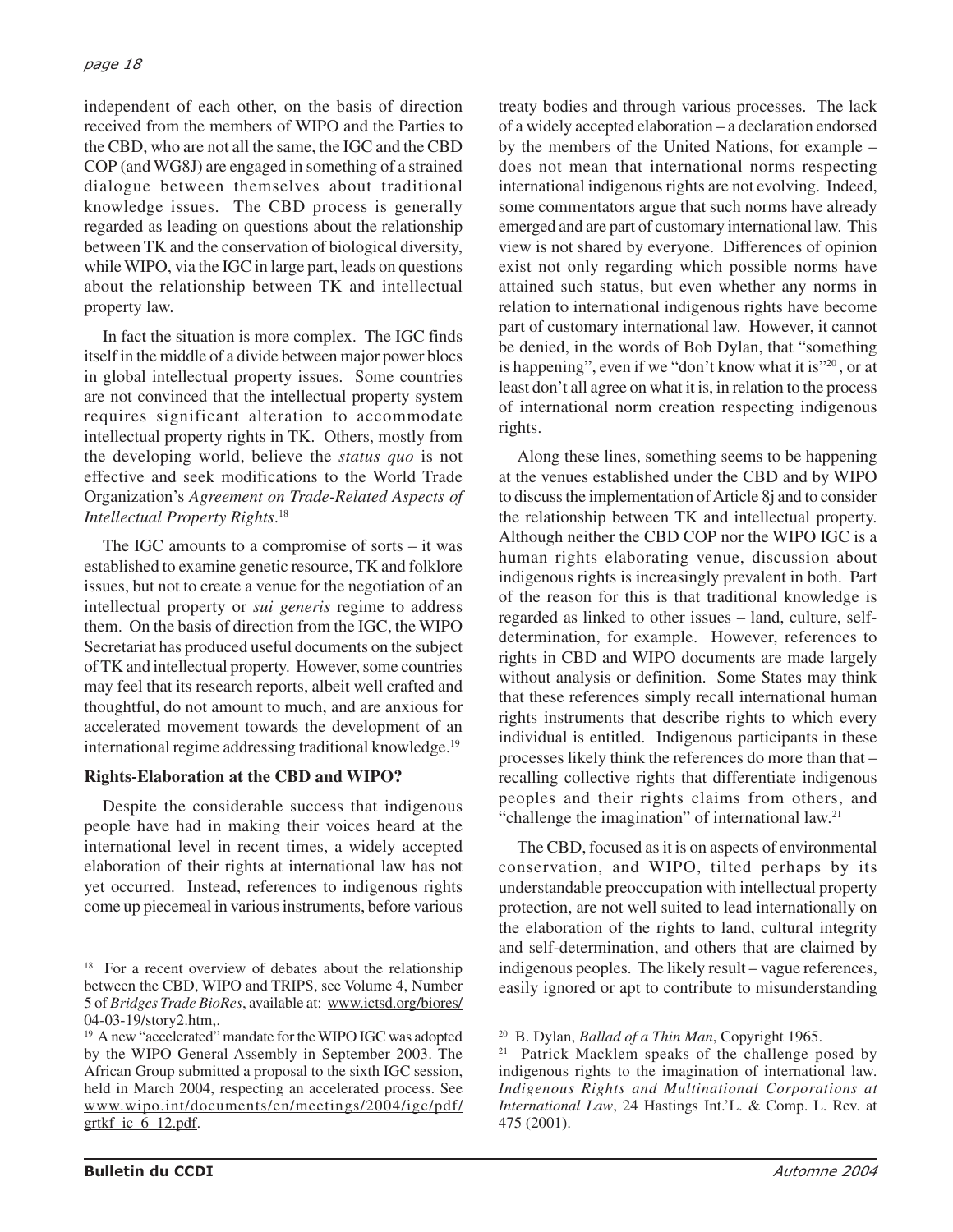independent of each other, on the basis of direction received from the members of WIPO and the Parties to the CBD, who are not all the same, the IGC and the CBD COP (and WG8J) are engaged in something of a strained dialogue between themselves about traditional knowledge issues. The CBD process is generally regarded as leading on questions about the relationship between TK and the conservation of biological diversity, while WIPO, via the IGC in large part, leads on questions about the relationship between TK and intellectual property law.

In fact the situation is more complex. The IGC finds itself in the middle of a divide between major power blocs in global intellectual property issues. Some countries are not convinced that the intellectual property system requires significant alteration to accommodate intellectual property rights in TK. Others, mostly from the developing world, believe the *status quo* is not effective and seek modifications to the World Trade Organization's *Agreement on Trade-Related Aspects of Intellectual Property Rights*.[18]

The IGC amounts to a compromise of sorts – it was established to examine genetic resource, TK and folklore issues, but not to create a venue for the negotiation of an intellectual property or *sui generis* regime to address them. On the basis of direction from the IGC, the WIPO Secretariat has produced useful documents on the subject of TK and intellectual property. However, some countries may feel that its research reports, albeit well crafted and thoughtful, do not amount to much, and are anxious for accelerated movement towards the development of an international regime addressing traditional knowledge.[19]

**Rights-Elaboration at the CBD and WIPO?**

Despite the considerable success that indigenous people have had in making their voices heard at the international level in recent times, a widely accepted elaboration of their rights at international law has not yet occurred. Instead, references to indigenous rights come up piecemeal in various instruments, before various treaty bodies and through various processes. The lack of a widely accepted elaboration – a declaration endorsed by the members of the United Nations, for example – does not mean that international norms respecting international indigenous rights are not evolving. Indeed, some commentators argue that such norms have already emerged and are part of customary international law. This view is not shared by everyone. Differences of opinion exist not only regarding which possible norms have attained such status, but even whether any norms in relation to international indigenous rights have become part of customary international law. However, it cannot be denied, in the words of Bob Dylan, that "something is happening", even if we "don't know what it is"[20], or at least don't all agree on what it is, in relation to the process of international norm creation respecting indigenous rights.

Along these lines, something seems to be happening at the venues established under the CBD and by WIPO to discuss the implementation of Article 8j and to consider the relationship between TK and intellectual property. Although neither the CBD COP nor the WIPO IGC is a human rights elaborating venue, discussion about indigenous rights is increasingly prevalent in both. Part of the reason for this is that traditional knowledge is regarded as linked to other issues – land, culture, self-determination, for example. However, references to rights in CBD and WIPO documents are made largely without analysis or definition. Some States may think that these references simply recall international human rights instruments that describe rights to which every individual is entitled. Indigenous participants in these processes likely think the references do more than that – recalling collective rights that differentiate indigenous peoples and their rights claims from others, and "challenge the imagination" of international law.[21]

The CBD, focused as it is on aspects of environmental conservation, and WIPO, tilted perhaps by its understandable preoccupation with intellectual property protection, are not well suited to lead internationally on the elaboration of the rights to land, cultural integrity and self-determination, and others that are claimed by indigenous peoples. The likely result – vague references, easily ignored or apt to contribute to misunderstanding

---

[18] For a recent overview of debates about the relationship between the CBD, WIPO and TRIPS, see Volume 4, Number 5 of *Bridges Trade BioRes*, available at: www.ictsd.org/biores/04-03-19/story2.htm,.

[19] A new "accelerated" mandate for the WIPO IGC was adopted by the WIPO General Assembly in September 2003. The African Group submitted a proposal to the sixth IGC session, held in March 2004, respecting an accelerated process. See www.wipo.int/documents/en/meetings/2004/igc/pdf/grtkf_ic_6_12.pdf.

[20] B. Dylan, *Ballad of a Thin Man*, Copyright 1965.

[21] Patrick Macklem speaks of the challenge posed by indigenous rights to the imagination of international law. *Indigenous Rights and Multinational Corporations at International Law*, 24 Hastings Int.'L. & Comp. L. Rev. at 475 (2001).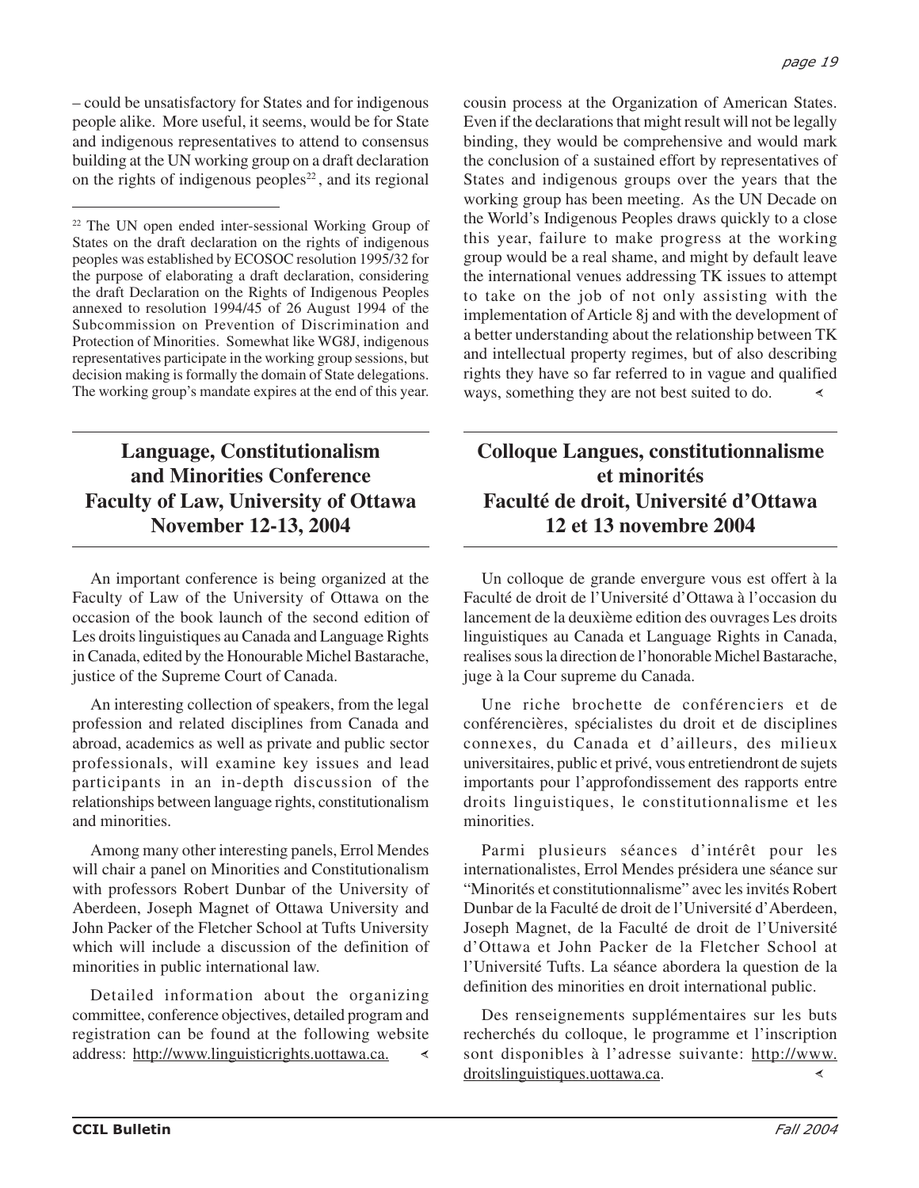– could be unsatisfactory for States and for indigenous people alike. More useful, it seems, would be for State and indigenous representatives to attend to consensus building at the UN working group on a draft declaration on the rights of indigenous peoples[22], and its regional cousin process at the Organization of American States. Even if the declarations that might result will not be legally binding, they would be comprehensive and would mark the conclusion of a sustained effort by representatives of States and indigenous groups over the years that the working group has been meeting. As the UN Decade on the World's Indigenous Peoples draws quickly to a close this year, failure to make progress at the working group would be a real shame, and might by default leave the international venues addressing TK issues to attempt to take on the job of not only assisting with the implementation of Article 8j and with the development of a better understanding about the relationship between TK and intellectual property regimes, but of also describing rights they have so far referred to in vague and qualified ways, something they are not best suited to do.

[22] The UN open ended inter-sessional Working Group of States on the draft declaration on the rights of indigenous peoples was established by ECOSOC resolution 1995/32 for the purpose of elaborating a draft declaration, considering the draft Declaration on the Rights of Indigenous Peoples annexed to resolution 1994/45 of 26 August 1994 of the Subcommission on Prevention of Discrimination and Protection of Minorities. Somewhat like WG8J, indigenous representatives participate in the working group sessions, but decision making is formally the domain of State delegations. The working group's mandate expires at the end of this year.

## Language, Constitutionalism and Minorities Conference Faculty of Law, University of Ottawa November 12-13, 2004

An important conference is being organized at the Faculty of Law of the University of Ottawa on the occasion of the book launch of the second edition of Les droits linguistiques au Canada and Language Rights in Canada, edited by the Honourable Michel Bastarache, justice of the Supreme Court of Canada.

An interesting collection of speakers, from the legal profession and related disciplines from Canada and abroad, academics as well as private and public sector professionals, will examine key issues and lead participants in an in-depth discussion of the relationships between language rights, constitutionalism and minorities.

Among many other interesting panels, Errol Mendes will chair a panel on Minorities and Constitutionalism with professors Robert Dunbar of the University of Aberdeen, Joseph Magnet of Ottawa University and John Packer of the Fletcher School at Tufts University which will include a discussion of the definition of minorities in public international law.

Detailed information about the organizing committee, conference objectives, detailed program and registration can be found at the following website address: http://www.linguisticrights.uottawa.ca.

## Colloque Langues, constitutionnalisme et minorités Faculté de droit, Université d'Ottawa 12 et 13 novembre 2004

Un colloque de grande envergure vous est offert à la Faculté de droit de l'Université d'Ottawa à l'occasion du lancement de la deuxième edition des ouvrages Les droits linguistiques au Canada et Language Rights in Canada, realises sous la direction de l'honorable Michel Bastarache, juge à la Cour supreme du Canada.

Une riche brochette de conférenciers et de conférencières, spécialistes du droit et de disciplines connexes, du Canada et d'ailleurs, des milieux universitaires, public et privé, vous entretiendront de sujets importants pour l'approfondissement des rapports entre droits linguistiques, le constitutionnalisme et les minorities.

Parmi plusieurs séances d'intérêt pour les internationalistes, Errol Mendes présidera une séance sur "Minorités et constitutionnalisme" avec les invités Robert Dunbar de la Faculté de droit de l'Université d'Aberdeen, Joseph Magnet, de la Faculté de droit de l'Université d'Ottawa et John Packer de la Fletcher School at l'Université Tufts. La séance abordera la question de la definition des minorities en droit international public.

Des renseignements supplémentaires sur les buts recherchés du colloque, le programme et l'inscription sont disponibles à l'adresse suivante: http://www.droitslinguistiques.uottawa.ca.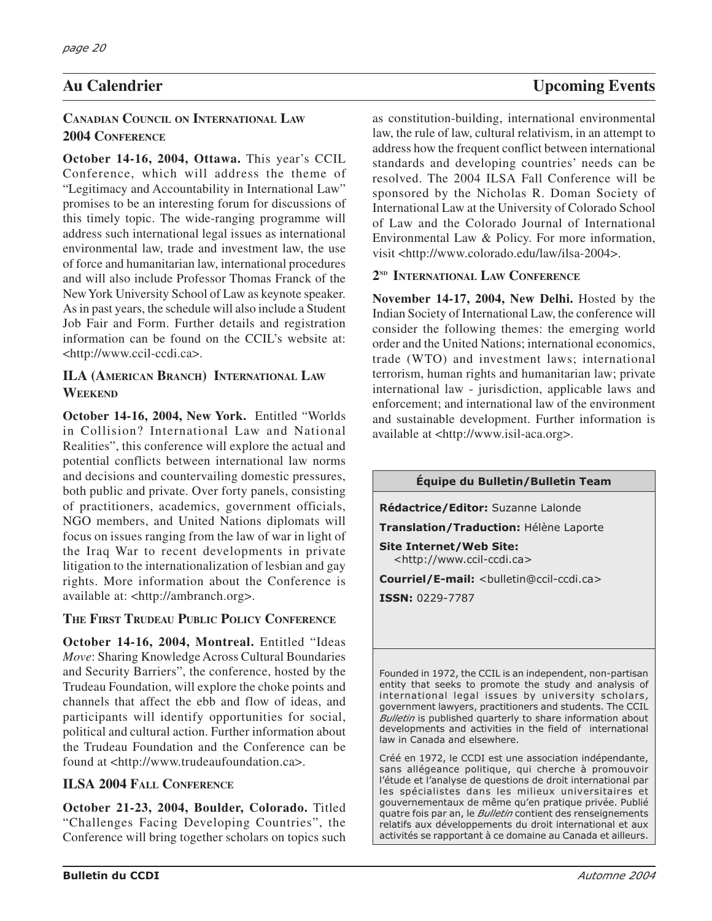## Au Calendrier — Upcoming Events

### Canadian Council on International Law 2004 Conference

**October 14-16, 2004, Ottawa.** This year's CCIL Conference, which will address the theme of "Legitimacy and Accountability in International Law" promises to be an interesting forum for discussions of this timely topic. The wide-ranging programme will address such international legal issues as international environmental law, trade and investment law, the use of force and humanitarian law, international procedures and will also include Professor Thomas Franck of the New York University School of Law as keynote speaker. As in past years, the schedule will also include a Student Job Fair and Form. Further details and registration information can be found on the CCIL's website at: <http://www.ccil-ccdi.ca>.

### ILA (American Branch) International Law Weekend

**October 14-16, 2004, New York.** Entitled "Worlds in Collision? International Law and National Realities", this conference will explore the actual and potential conflicts between international law norms and decisions and countervailing domestic pressures, both public and private. Over forty panels, consisting of practitioners, academics, government officials, NGO members, and United Nations diplomats will focus on issues ranging from the law of war in light of the Iraq War to recent developments in private litigation to the internationalization of lesbian and gay rights. More information about the Conference is available at: <http://ambranch.org>.

### The First Trudeau Public Policy Conference

**October 14-16, 2004, Montreal.** Entitled "Ideas *Move*: Sharing Knowledge Across Cultural Boundaries and Security Barriers", the conference, hosted by the Trudeau Foundation, will explore the choke points and channels that affect the ebb and flow of ideas, and participants will identify opportunities for social, political and cultural action. Further information about the Trudeau Foundation and the Conference can be found at <http://www.trudeaufoundation.ca>.

### ILSA 2004 Fall Conference

**October 21-23, 2004, Boulder, Colorado.** Titled "Challenges Facing Developing Countries", the Conference will bring together scholars on topics such as constitution-building, international environmental law, the rule of law, cultural relativism, in an attempt to address how the frequent conflict between international standards and developing countries' needs can be resolved. The 2004 ILSA Fall Conference will be sponsored by the Nicholas R. Doman Society of International Law at the University of Colorado School of Law and the Colorado Journal of International Environmental Law & Policy. For more information, visit <http://www.colorado.edu/law/ilsa-2004>.

### 2nd International Law Conference

**November 14-17, 2004, New Delhi.** Hosted by the Indian Society of International Law, the conference will consider the following themes: the emerging world order and the United Nations; international economics, trade (WTO) and investment laws; international terrorism, human rights and humanitarian law; private international law - jurisdiction, applicable laws and enforcement; and international law of the environment and sustainable development. Further information is available at <http://www.isil-aca.org>.

---

**Équipe du Bulletin/Bulletin Team**

**Rédactrice/Editor:** Suzanne Lalonde

**Translation/Traduction:** Hélène Laporte

**Site Internet/Web Site:** <http://www.ccil-ccdi.ca>

**Courriel/E-mail:** <bulletin@ccil-ccdi.ca>

**ISSN:** 0229-7787

Founded in 1972, the CCIL is an independent, non-partisan entity that seeks to promote the study and analysis of international legal issues by university scholars, government lawyers, practitioners and students. The CCIL *Bulletin* is published quarterly to share information about developments and activities in the field of international law in Canada and elsewhere.

Créé en 1972, le CCDI est une association indépendante, sans allégeance politique, qui cherche à promouvoir l'étude et l'analyse de questions de droit international par les spécialistes dans les milieux universitaires et gouvernementaux de même qu'en pratique privée. Publié quatre fois par an, le *Bulletin* contient des renseignements relatifs aux développements du droit international et aux activités se rapportant à ce domaine au Canada et ailleurs.